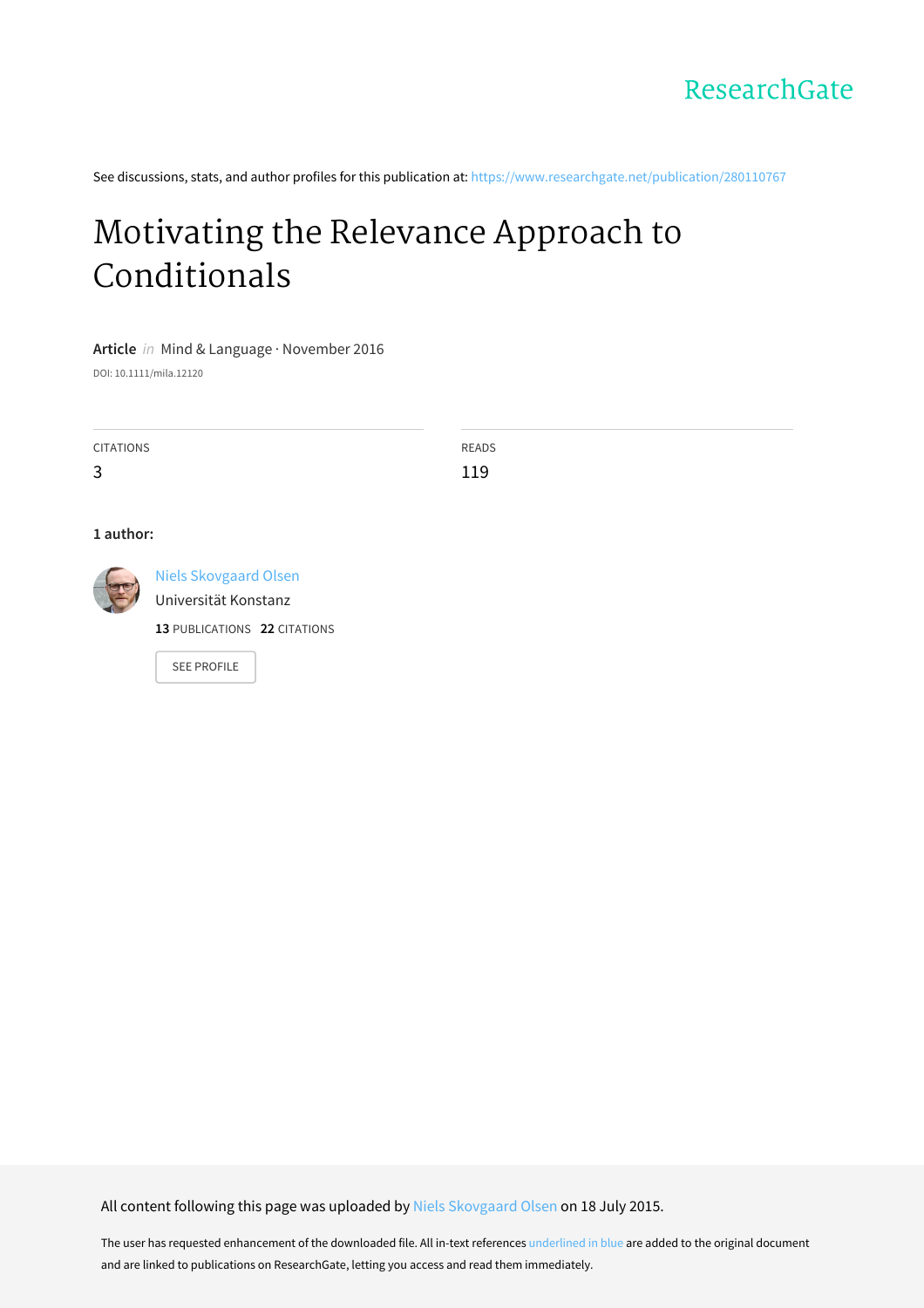ResearchGate

See discussions, stats, and author profiles for this publication at: https://www.researchgate.net/publication/280110767

# Motivating the Relevance Approach to Conditionals

**Article** *in* Mind & Language · November 2016

DOI: 10.1111/mila.12120

| CITATIONS | READS |
| --- | --- |
| 3 | 119 |

**1 author:**

Niels Skovgaard Olsen
Universität Konstanz
**13** PUBLICATIONS **22** CITATIONS

SEE PROFILE

All content following this page was uploaded by Niels Skovgaard Olsen on 18 July 2015.

The user has requested enhancement of the downloaded file. All in-text references underlined in blue are added to the original document and are linked to publications on ResearchGate, letting you access and read them immediately.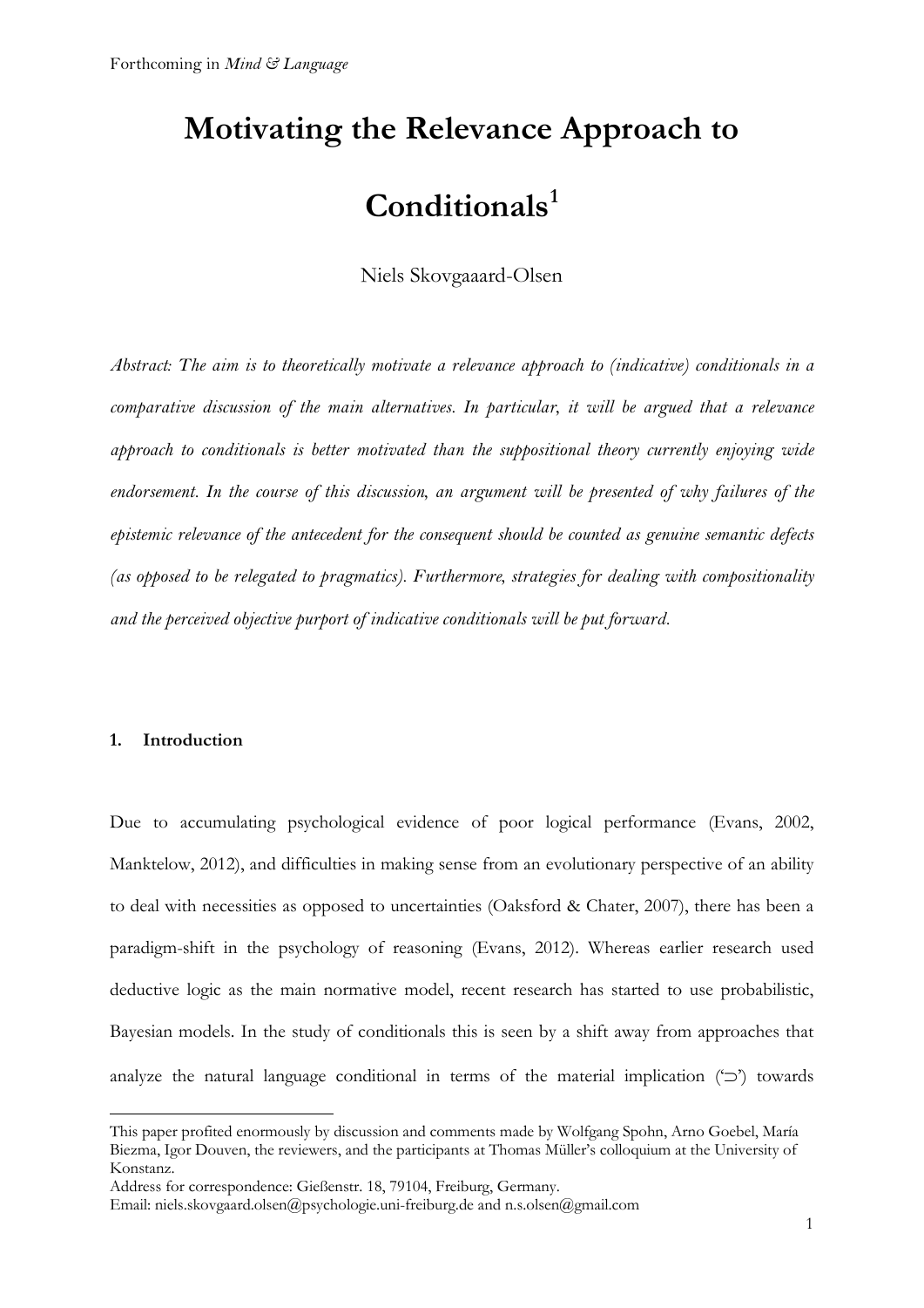# Motivating the Relevance Approach to Conditionals[1]

Niels Skovgaaard-Olsen

*Abstract: The aim is to theoretically motivate a relevance approach to (indicative) conditionals in a comparative discussion of the main alternatives. In particular, it will be argued that a relevance approach to conditionals is better motivated than the suppositional theory currently enjoying wide endorsement. In the course of this discussion, an argument will be presented of why failures of the epistemic relevance of the antecedent for the consequent should be counted as genuine semantic defects (as opposed to be relegated to pragmatics). Furthermore, strategies for dealing with compositionality and the perceived objective purport of indicative conditionals will be put forward.*

## 1. Introduction

Due to accumulating psychological evidence of poor logical performance (Evans, 2002, Manktelow, 2012), and difficulties in making sense from an evolutionary perspective of an ability to deal with necessities as opposed to uncertainties (Oaksford & Chater, 2007), there has been a paradigm-shift in the psychology of reasoning (Evans, 2012). Whereas earlier research used deductive logic as the main normative model, recent research has started to use probabilistic, Bayesian models. In the study of conditionals this is seen by a shift away from approaches that analyze the natural language conditional in terms of the material implication ('$\supset$') towards

---

This paper profited enormously by discussion and comments made by Wolfgang Spohn, Arno Goebel, María Biezma, Igor Douven, the reviewers, and the participants at Thomas Müller's colloquium at the University of Konstanz.
Address for correspondence: Gießenstr. 18, 79104, Freiburg, Germany.
Email: niels.skovgaard.olsen@psychologie.uni-freiburg.de and n.s.olsen@gmail.com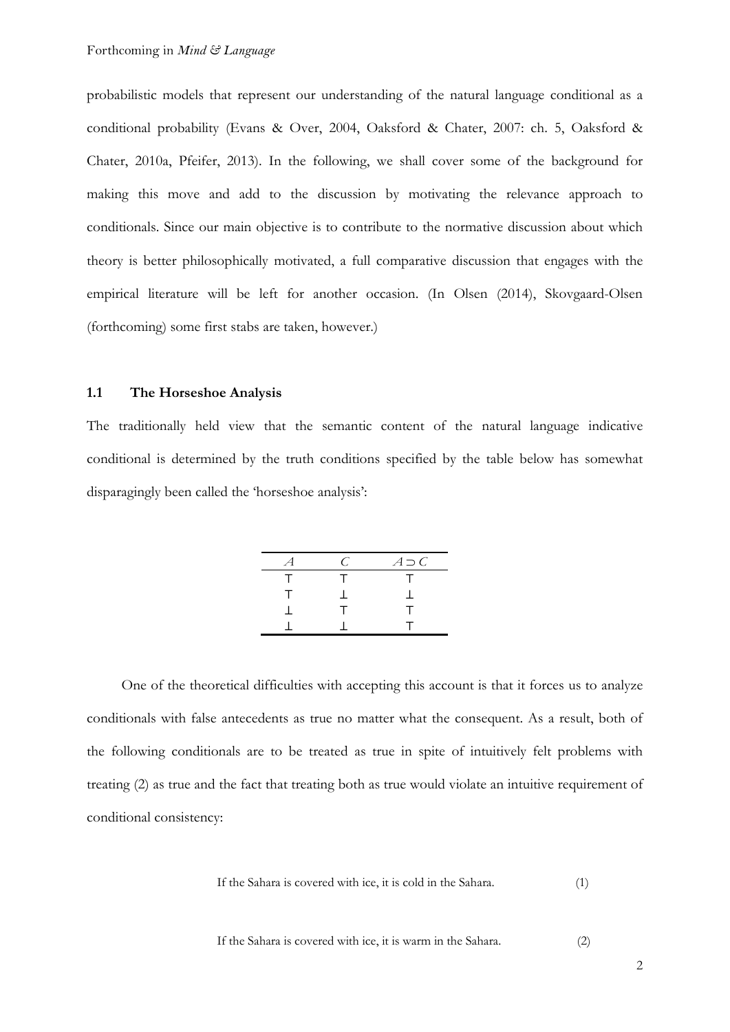probabilistic models that represent our understanding of the natural language conditional as a conditional probability (Evans & Over, 2004, Oaksford & Chater, 2007: ch. 5, Oaksford & Chater, 2010a, Pfeifer, 2013). In the following, we shall cover some of the background for making this move and add to the discussion by motivating the relevance approach to conditionals. Since our main objective is to contribute to the normative discussion about which theory is better philosophically motivated, a full comparative discussion that engages with the empirical literature will be left for another occasion. (In Olsen (2014), Skovgaard-Olsen (forthcoming) some first stabs are taken, however.)

### 1.1 The Horseshoe Analysis

The traditionally held view that the semantic content of the natural language indicative conditional is determined by the truth conditions specified by the table below has somewhat disparagingly been called the 'horseshoe analysis':

| $A$ | $C$ | $A \supset C$ |
|---|---|---|
| ⊤ | ⊤ | ⊤ |
| ⊤ | ⊥ | ⊥ |
| ⊥ | ⊤ | ⊤ |
| ⊥ | ⊥ | ⊤ |

One of the theoretical difficulties with accepting this account is that it forces us to analyze conditionals with false antecedents as true no matter what the consequent. As a result, both of the following conditionals are to be treated as true in spite of intuitively felt problems with treating (2) as true and the fact that treating both as true would violate an intuitive requirement of conditional consistency:

If the Sahara is covered with ice, it is cold in the Sahara. (1)

If the Sahara is covered with ice, it is warm in the Sahara. (2)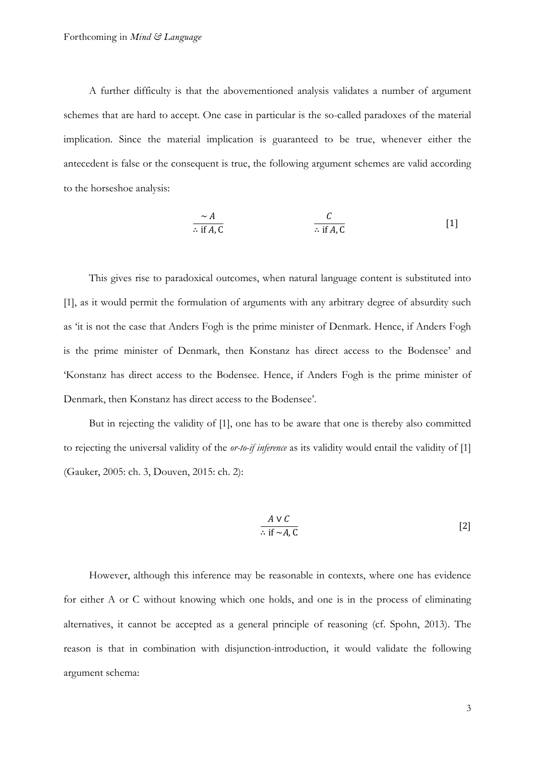A further difficulty is that the abovementioned analysis validates a number of argument schemes that are hard to accept. One case in particular is the so-called paradoxes of the material implication. Since the material implication is guaranteed to be true, whenever either the antecedent is false or the consequent is true, the following argument schemes are valid according to the horseshoe analysis:

$$\frac{\sim A}{\therefore \text{ if } A, \text{C}} \qquad\qquad \frac{C}{\therefore \text{ if } A, \text{C}} \qquad [1]$$

This gives rise to paradoxical outcomes, when natural language content is substituted into [1], as it would permit the formulation of arguments with any arbitrary degree of absurdity such as 'it is not the case that Anders Fogh is the prime minister of Denmark. Hence, if Anders Fogh is the prime minister of Denmark, then Konstanz has direct access to the Bodensee' and 'Konstanz has direct access to the Bodensee. Hence, if Anders Fogh is the prime minister of Denmark, then Konstanz has direct access to the Bodensee'.

But in rejecting the validity of [1], one has to be aware that one is thereby also committed to rejecting the universal validity of the *or-to-if inference* as its validity would entail the validity of [1] (Gauker, 2005: ch. 3, Douven, 2015: ch. 2):

$$\frac{A \vee C}{\therefore \text{ if } \sim A, \text{C}} \qquad [2]$$

However, although this inference may be reasonable in contexts, where one has evidence for either A or C without knowing which one holds, and one is in the process of eliminating alternatives, it cannot be accepted as a general principle of reasoning (cf. Spohn, 2013). The reason is that in combination with disjunction-introduction, it would validate the following argument schema: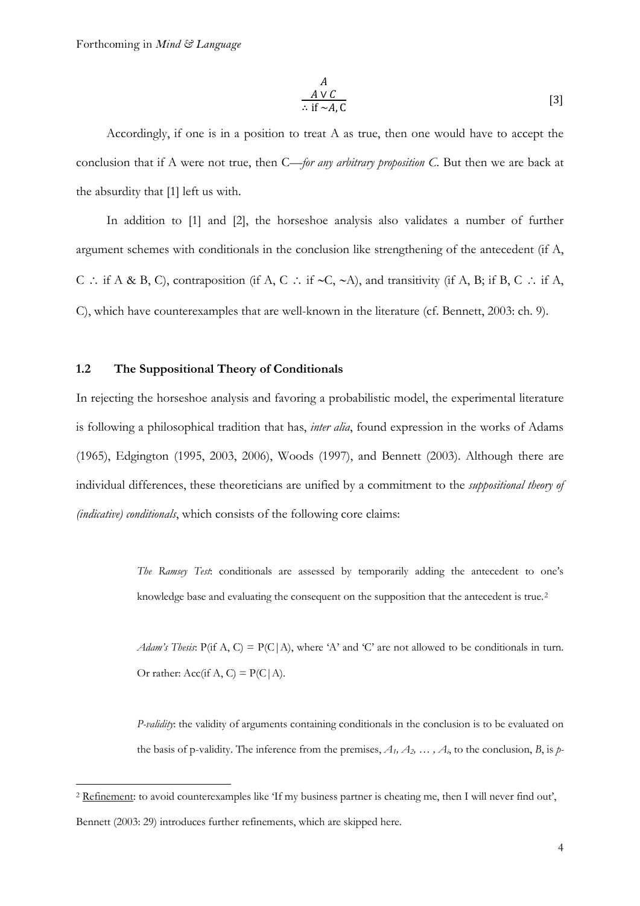$$\frac{\begin{array}{c} A \\ A \vee C \end{array}}{\therefore \text{ if } {\sim}A, \text{C}} \quad [3]$$

Accordingly, if one is in a position to treat A as true, then one would have to accept the conclusion that if A were not true, then C—*for any arbitrary proposition C*. But then we are back at the absurdity that [1] left us with.

In addition to [1] and [2], the horseshoe analysis also validates a number of further argument schemes with conditionals in the conclusion like strengthening of the antecedent (if A, C ∴ if A & B, C), contraposition (if A, C ∴ if ~C, ~A), and transitivity (if A, B; if B, C ∴ if A, C), which have counterexamples that are well-known in the literature (cf. Bennett, 2003: ch. 9).

### 1.2 The Suppositional Theory of Conditionals

In rejecting the horseshoe analysis and favoring a probabilistic model, the experimental literature is following a philosophical tradition that has, *inter alia*, found expression in the works of Adams (1965), Edgington (1995, 2003, 2006), Woods (1997), and Bennett (2003). Although there are individual differences, these theoreticians are unified by a commitment to the *suppositional theory of (indicative) conditionals*, which consists of the following core claims:

> *The Ramsey Test*: conditionals are assessed by temporarily adding the antecedent to one's knowledge base and evaluating the consequent on the supposition that the antecedent is true.[2]
>
> *Adam's Thesis*: P(if A, C) = P(C|A), where 'A' and 'C' are not allowed to be conditionals in turn. Or rather: Acc(if A, C) = P(C|A).
>
> *P-validity*: the validity of arguments containing conditionals in the conclusion is to be evaluated on the basis of p-validity. The inference from the premises, $A_1, A_2, \ldots, A_i$, to the conclusion, *B*, is *p*-

[2] Refinement: to avoid counterexamples like 'If my business partner is cheating me, then I will never find out', Bennett (2003: 29) introduces further refinements, which are skipped here.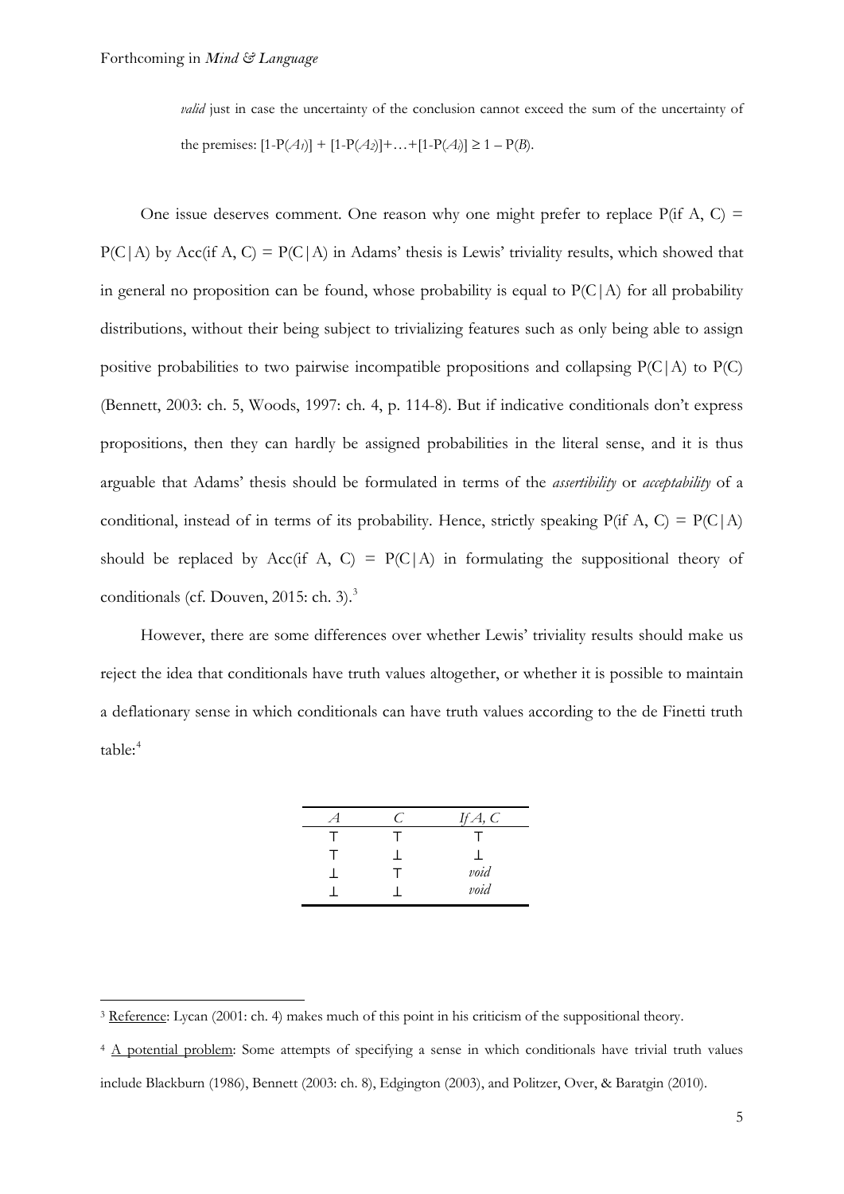*valid* just in case the uncertainty of the conclusion cannot exceed the sum of the uncertainty of the premises: $[1\text{-}P(A_1)] + [1\text{-}P(A_2)] + \ldots + [1\text{-}P(A_i)] \geq 1 - P(B)$.

One issue deserves comment. One reason why one might prefer to replace P(if A, C) = P(C|A) by Acc(if A, C) = P(C|A) in Adams' thesis is Lewis' triviality results, which showed that in general no proposition can be found, whose probability is equal to P(C|A) for all probability distributions, without their being subject to trivializing features such as only being able to assign positive probabilities to two pairwise incompatible propositions and collapsing P(C|A) to P(C) (Bennett, 2003: ch. 5, Woods, 1997: ch. 4, p. 114-8). But if indicative conditionals don't express propositions, then they can hardly be assigned probabilities in the literal sense, and it is thus arguable that Adams' thesis should be formulated in terms of the *assertibility* or *acceptability* of a conditional, instead of in terms of its probability. Hence, strictly speaking P(if A, C) = P(C|A) should be replaced by Acc(if A, C) = P(C|A) in formulating the suppositional theory of conditionals (cf. Douven, 2015: ch. 3).[3]

However, there are some differences over whether Lewis' triviality results should make us reject the idea that conditionals have truth values altogether, or whether it is possible to maintain a deflationary sense in which conditionals can have truth values according to the de Finetti truth table:[4]

| *A* | *C* | *If A, C* |
|---|---|---|
| ⊤ | ⊤ | ⊤ |
| ⊤ | ⊥ | ⊥ |
| ⊥ | ⊤ | *void* |
| ⊥ | ⊥ | *void* |

[3] Reference: Lycan (2001: ch. 4) makes much of this point in his criticism of the suppositional theory.

[4] A potential problem: Some attempts of specifying a sense in which conditionals have trivial truth values include Blackburn (1986), Bennett (2003: ch. 8), Edgington (2003), and Politzer, Over, & Baratgin (2010).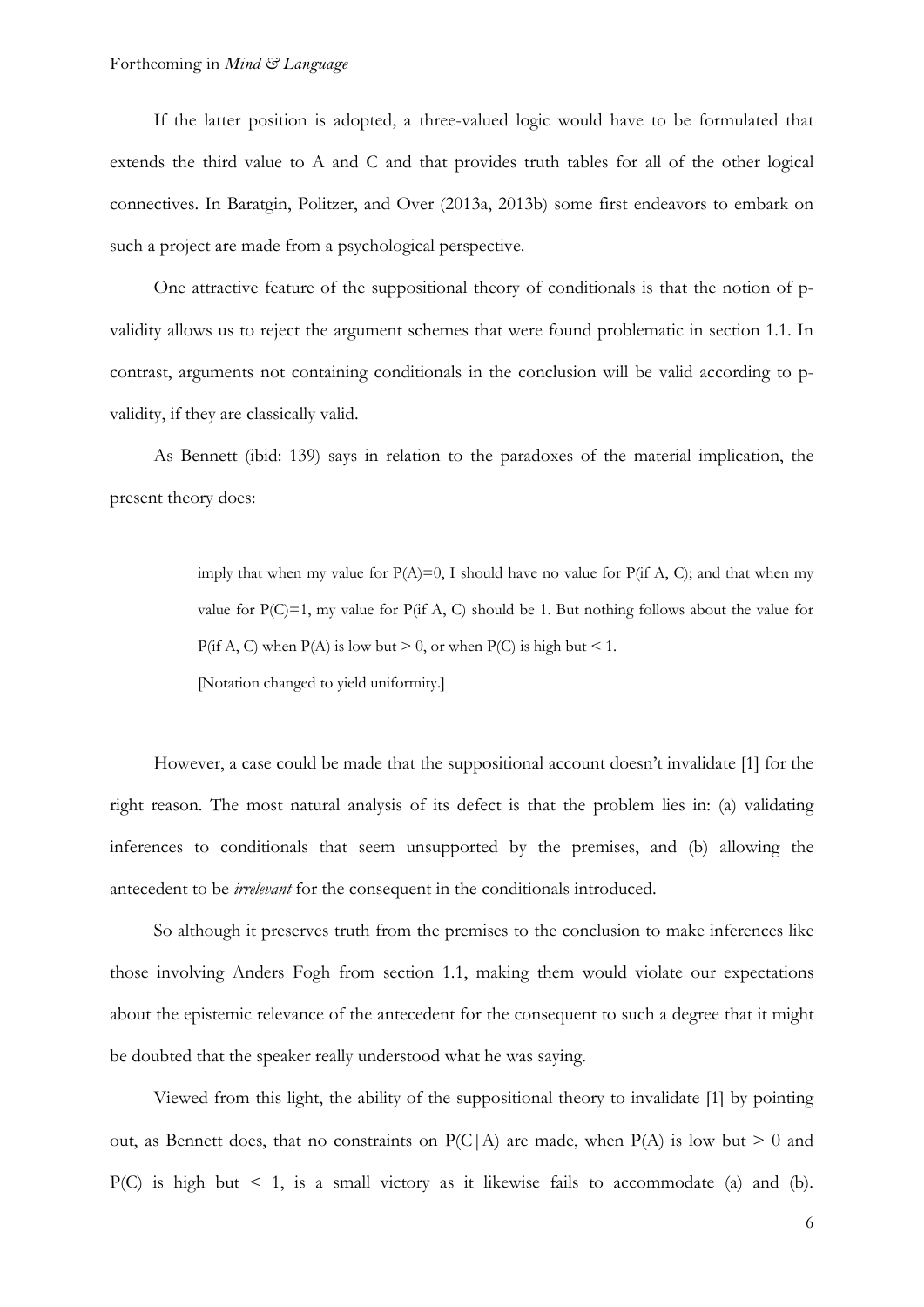If the latter position is adopted, a three-valued logic would have to be formulated that extends the third value to A and C and that provides truth tables for all of the other logical connectives. In Baratgin, Politzer, and Over (2013a, 2013b) some first endeavors to embark on such a project are made from a psychological perspective.

One attractive feature of the suppositional theory of conditionals is that the notion of p-validity allows us to reject the argument schemes that were found problematic in section 1.1. In contrast, arguments not containing conditionals in the conclusion will be valid according to p-validity, if they are classically valid.

As Bennett (ibid: 139) says in relation to the paradoxes of the material implication, the present theory does:

> imply that when my value for P(A)=0, I should have no value for P(if A, C); and that when my value for P(C)=1, my value for P(if A, C) should be 1. But nothing follows about the value for P(if A, C) when P(A) is low but > 0, or when P(C) is high but < 1.
>
> [Notation changed to yield uniformity.]

However, a case could be made that the suppositional account doesn't invalidate [1] for the right reason. The most natural analysis of its defect is that the problem lies in: (a) validating inferences to conditionals that seem unsupported by the premises, and (b) allowing the antecedent to be *irrelevant* for the consequent in the conditionals introduced.

So although it preserves truth from the premises to the conclusion to make inferences like those involving Anders Fogh from section 1.1, making them would violate our expectations about the epistemic relevance of the antecedent for the consequent to such a degree that it might be doubted that the speaker really understood what he was saying.

Viewed from this light, the ability of the suppositional theory to invalidate [1] by pointing out, as Bennett does, that no constraints on P(C|A) are made, when P(A) is low but > 0 and P(C) is high but < 1, is a small victory as it likewise fails to accommodate (a) and (b).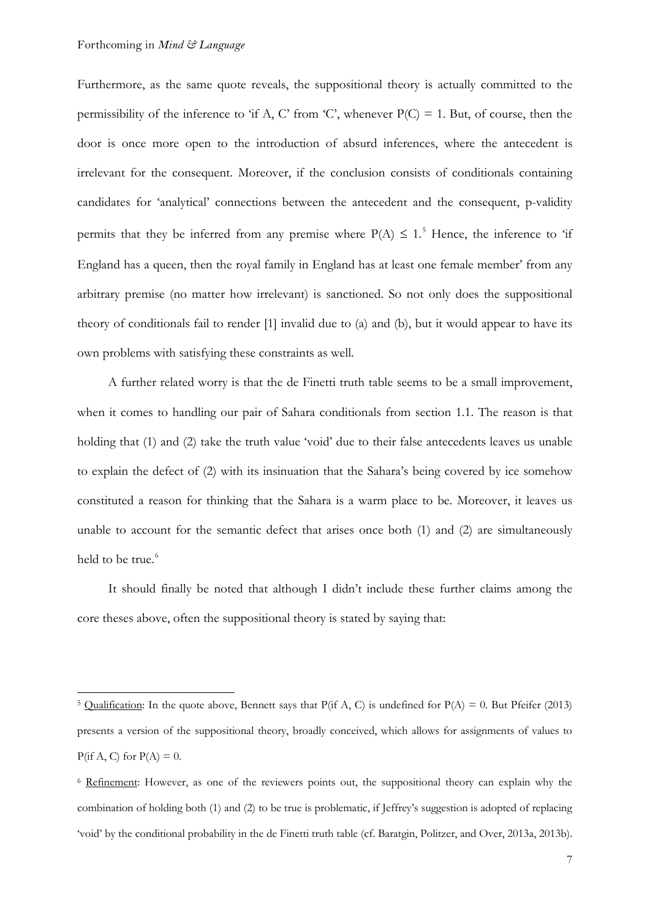Furthermore, as the same quote reveals, the suppositional theory is actually committed to the permissibility of the inference to 'if A, C' from 'C', whenever $P(C) = 1$. But, of course, then the door is once more open to the introduction of absurd inferences, where the antecedent is irrelevant for the consequent. Moreover, if the conclusion consists of conditionals containing candidates for 'analytical' connections between the antecedent and the consequent, p-validity permits that they be inferred from any premise where $P(A) \leq 1$.[5] Hence, the inference to 'if England has a queen, then the royal family in England has at least one female member' from any arbitrary premise (no matter how irrelevant) is sanctioned. So not only does the suppositional theory of conditionals fail to render [1] invalid due to (a) and (b), but it would appear to have its own problems with satisfying these constraints as well.

A further related worry is that the de Finetti truth table seems to be a small improvement, when it comes to handling our pair of Sahara conditionals from section 1.1. The reason is that holding that (1) and (2) take the truth value 'void' due to their false antecedents leaves us unable to explain the defect of (2) with its insinuation that the Sahara's being covered by ice somehow constituted a reason for thinking that the Sahara is a warm place to be. Moreover, it leaves us unable to account for the semantic defect that arises once both (1) and (2) are simultaneously held to be true.[6]

It should finally be noted that although I didn't include these further claims among the core theses above, often the suppositional theory is stated by saying that:

---

[5] Qualification: In the quote above, Bennett says that P(if A, C) is undefined for $P(A) = 0$. But Pfeifer (2013) presents a version of the suppositional theory, broadly conceived, which allows for assignments of values to P(if A, C) for $P(A) = 0$.

[6] Refinement: However, as one of the reviewers points out, the suppositional theory can explain why the combination of holding both (1) and (2) to be true is problematic, if Jeffrey's suggestion is adopted of replacing 'void' by the conditional probability in the de Finetti truth table (cf. Baratgin, Politzer, and Over, 2013a, 2013b).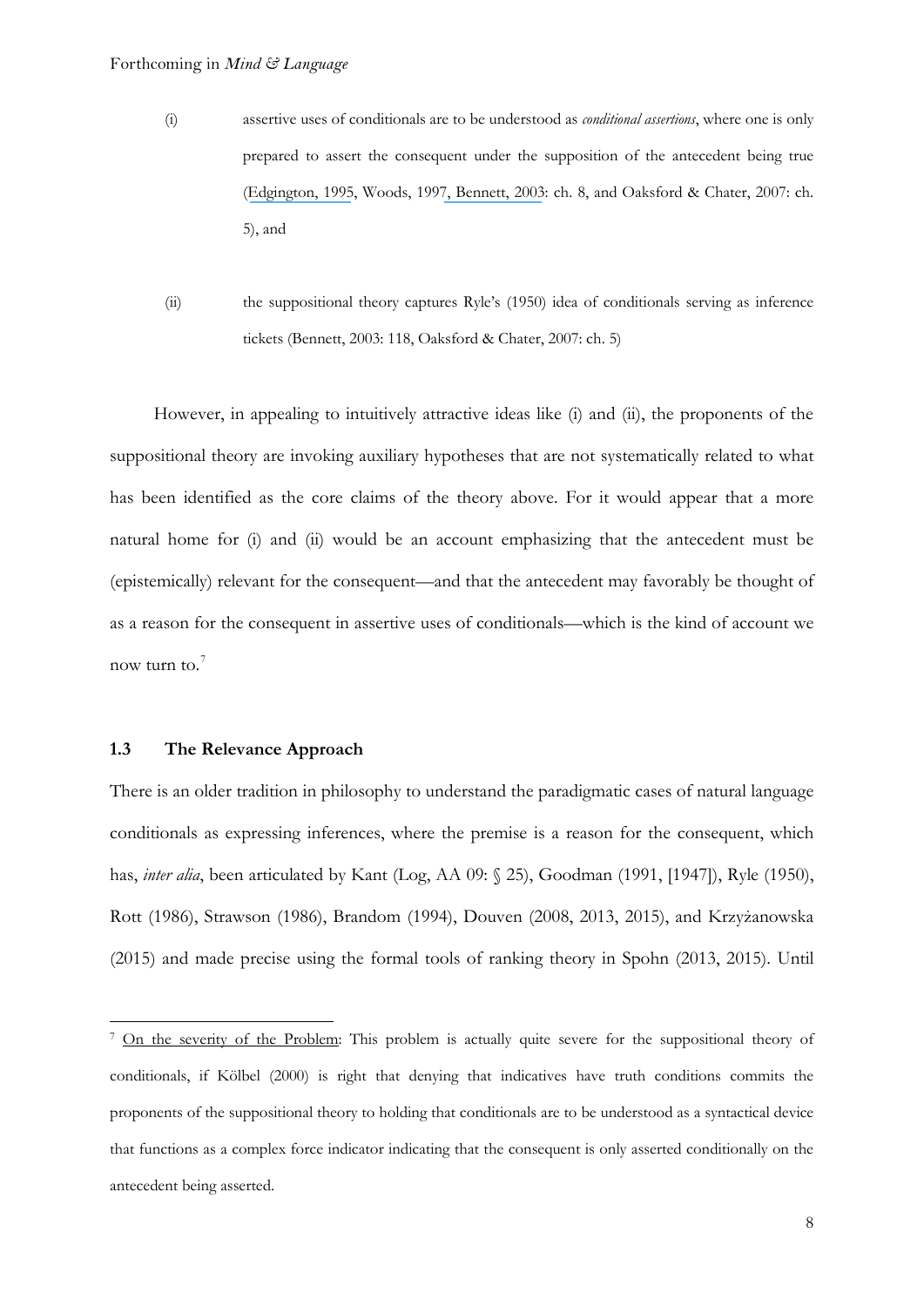(i) assertive uses of conditionals are to be understood as *conditional assertions*, where one is only prepared to assert the consequent under the supposition of the antecedent being true (Edgington, 1995, Woods, 1997, Bennett, 2003: ch. 8, and Oaksford & Chater, 2007: ch. 5), and

(ii) the suppositional theory captures Ryle's (1950) idea of conditionals serving as inference tickets (Bennett, 2003: 118, Oaksford & Chater, 2007: ch. 5)

However, in appealing to intuitively attractive ideas like (i) and (ii), the proponents of the suppositional theory are invoking auxiliary hypotheses that are not systematically related to what has been identified as the core claims of the theory above. For it would appear that a more natural home for (i) and (ii) would be an account emphasizing that the antecedent must be (epistemically) relevant for the consequent—and that the antecedent may favorably be thought of as a reason for the consequent in assertive uses of conditionals—which is the kind of account we now turn to.[7]

### 1.3 The Relevance Approach

There is an older tradition in philosophy to understand the paradigmatic cases of natural language conditionals as expressing inferences, where the premise is a reason for the consequent, which has, *inter alia*, been articulated by Kant (Log, AA 09: § 25), Goodman (1991, [1947]), Ryle (1950), Rott (1986), Strawson (1986), Brandom (1994), Douven (2008, 2013, 2015), and Krzyżanowska (2015) and made precise using the formal tools of ranking theory in Spohn (2013, 2015). Until

[7] On the severity of the Problem: This problem is actually quite severe for the suppositional theory of conditionals, if Kölbel (2000) is right that denying that indicatives have truth conditions commits the proponents of the suppositional theory to holding that conditionals are to be understood as a syntactical device that functions as a complex force indicator indicating that the consequent is only asserted conditionally on the antecedent being asserted.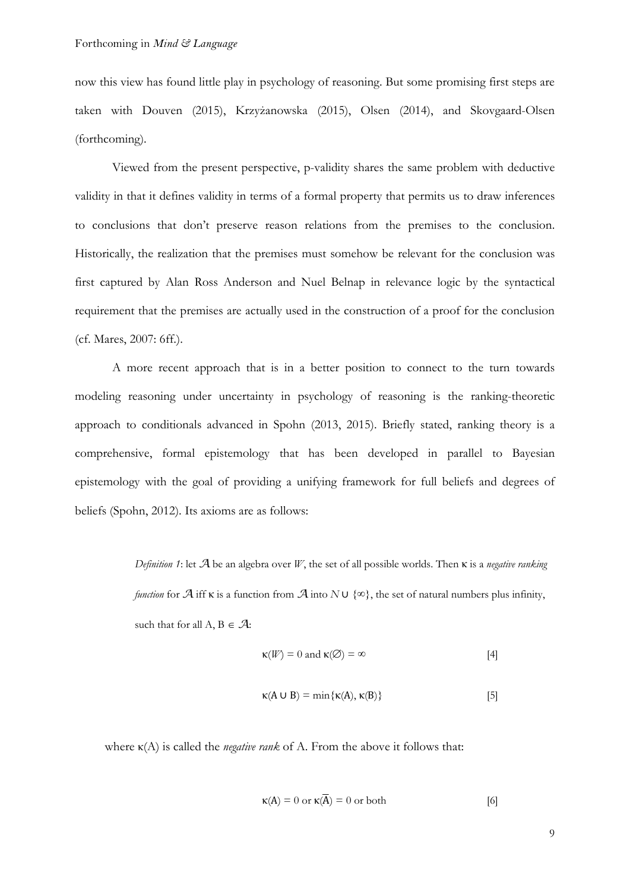now this view has found little play in psychology of reasoning. But some promising first steps are taken with Douven (2015), Krzyżanowska (2015), Olsen (2014), and Skovgaard-Olsen (forthcoming).

Viewed from the present perspective, p-validity shares the same problem with deductive validity in that it defines validity in terms of a formal property that permits us to draw inferences to conclusions that don't preserve reason relations from the premises to the conclusion. Historically, the realization that the premises must somehow be relevant for the conclusion was first captured by Alan Ross Anderson and Nuel Belnap in relevance logic by the syntactical requirement that the premises are actually used in the construction of a proof for the conclusion (cf. Mares, 2007: 6ff.).

A more recent approach that is in a better position to connect to the turn towards modeling reasoning under uncertainty in psychology of reasoning is the ranking-theoretic approach to conditionals advanced in Spohn (2013, 2015). Briefly stated, ranking theory is a comprehensive, formal epistemology that has been developed in parallel to Bayesian epistemology with the goal of providing a unifying framework for full beliefs and degrees of beliefs (Spohn, 2012). Its axioms are as follows:

> *Definition 1*: let $\mathcal{A}$ be an algebra over $W$, the set of all possible worlds. Then $\kappa$ is a *negative ranking function* for $\mathcal{A}$ iff $\kappa$ is a function from $\mathcal{A}$ into $N \cup \{\infty\}$, the set of natural numbers plus infinity, such that for all A, B $\in \mathcal{A}$:
>
> $$\kappa(W) = 0 \text{ and } \kappa(\emptyset) = \infty \qquad [4]$$
>
> $$\kappa(A \cup B) = \min\{\kappa(A), \kappa(B)\} \qquad [5]$$

where $\kappa(A)$ is called the *negative rank* of A. From the above it follows that:

$$\kappa(A) = 0 \text{ or } \kappa(\overline{A}) = 0 \text{ or both} \qquad [6]$$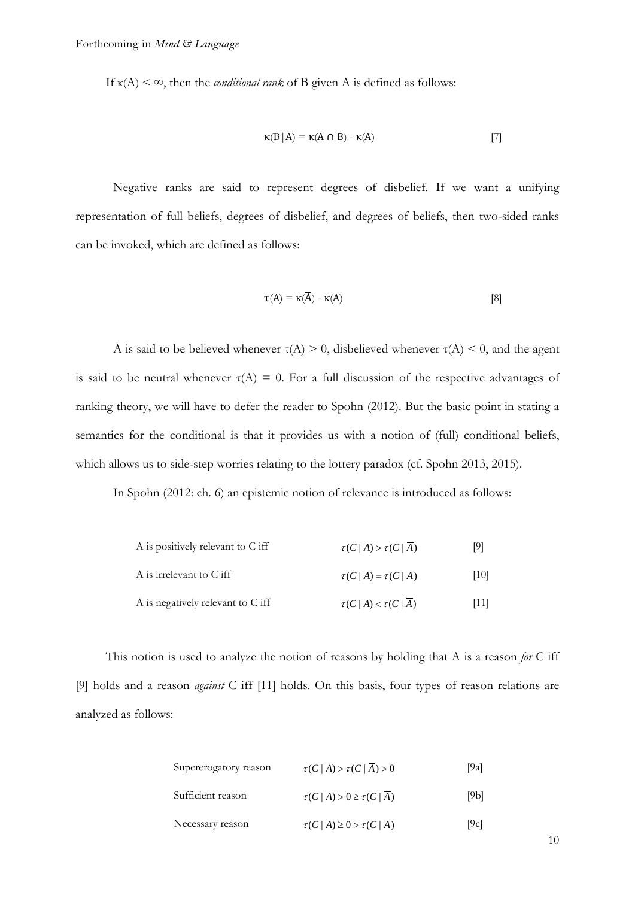If $\kappa(A) < \infty$, then the *conditional rank* of B given A is defined as follows:

$$\kappa(B \mid A) = \kappa(A \cap B) - \kappa(A) \qquad [7]$$

Negative ranks are said to represent degrees of disbelief. If we want a unifying representation of full beliefs, degrees of disbelief, and degrees of beliefs, then two-sided ranks can be invoked, which are defined as follows:

$$\tau(A) = \kappa(\overline{A}) - \kappa(A) \qquad [8]$$

A is said to be believed whenever $\tau(A) > 0$, disbelieved whenever $\tau(A) < 0$, and the agent is said to be neutral whenever $\tau(A) = 0$. For a full discussion of the respective advantages of ranking theory, we will have to defer the reader to Spohn (2012). But the basic point in stating a semantics for the conditional is that it provides us with a notion of (full) conditional beliefs, which allows us to side-step worries relating to the lottery paradox (cf. Spohn 2013, 2015).

In Spohn (2012: ch. 6) an epistemic notion of relevance is introduced as follows:

| | | |
|---|---|---|
| A is positively relevant to C iff | $\tau(C \mid A) > \tau(C \mid \overline{A})$ | [9] |
| A is irrelevant to C iff | $\tau(C \mid A) = \tau(C \mid \overline{A})$ | [10] |
| A is negatively relevant to C iff | $\tau(C \mid A) < \tau(C \mid \overline{A})$ | [11] |

This notion is used to analyze the notion of reasons by holding that A is a reason *for* C iff [9] holds and a reason *against* C iff [11] holds. On this basis, four types of reason relations are analyzed as follows:

| | | |
|---|---|---|
| Supererogatory reason | $\tau(C \mid A) > \tau(C \mid \overline{A}) > 0$ | [9a] |
| Sufficient reason | $\tau(C \mid A) > 0 \geq \tau(C \mid \overline{A})$ | [9b] |
| Necessary reason | $\tau(C \mid A) \geq 0 > \tau(C \mid \overline{A})$ | [9c] |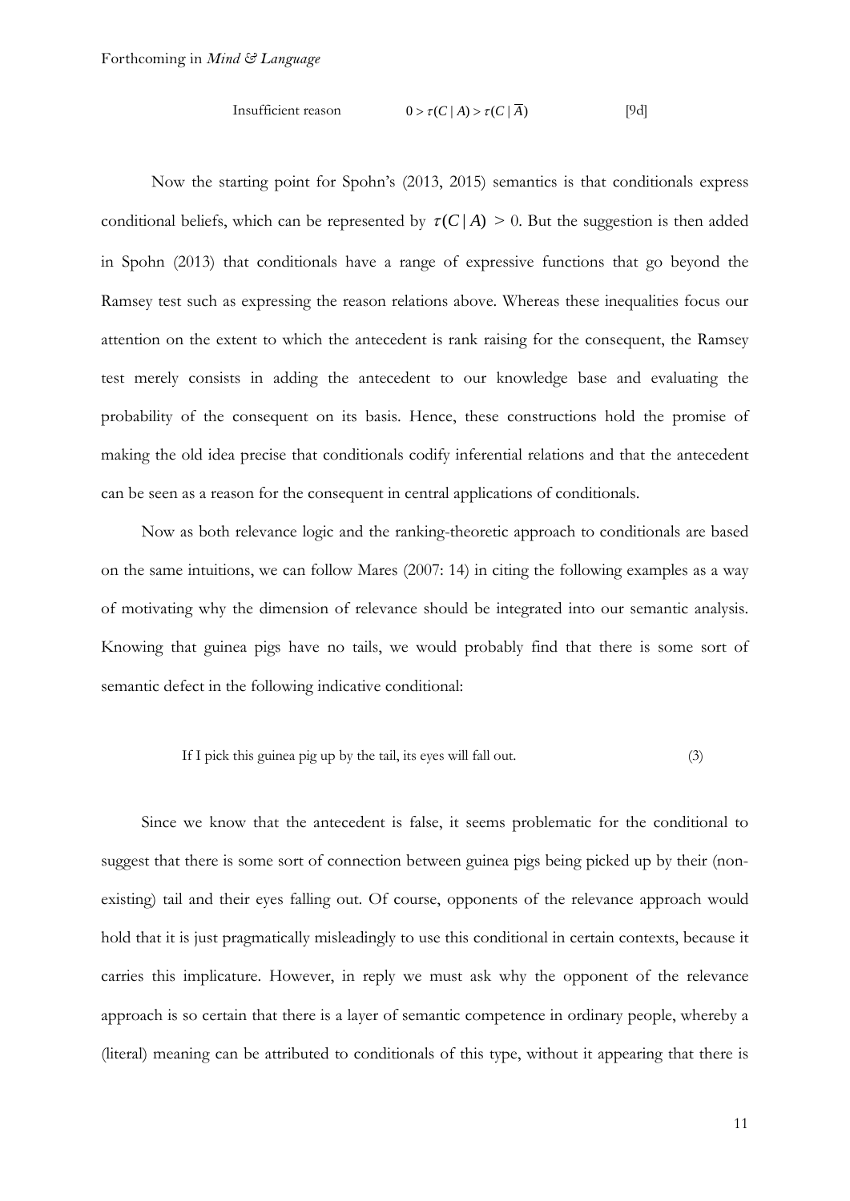Insufficient reason $\quad 0 > \tau(C \mid A) > \tau(C \mid \overline{A})$ [9d]

Now the starting point for Spohn's (2013, 2015) semantics is that conditionals express conditional beliefs, which can be represented by $\tau(C \mid A) > 0$. But the suggestion is then added in Spohn (2013) that conditionals have a range of expressive functions that go beyond the Ramsey test such as expressing the reason relations above. Whereas these inequalities focus our attention on the extent to which the antecedent is rank raising for the consequent, the Ramsey test merely consists in adding the antecedent to our knowledge base and evaluating the probability of the consequent on its basis. Hence, these constructions hold the promise of making the old idea precise that conditionals codify inferential relations and that the antecedent can be seen as a reason for the consequent in central applications of conditionals.

Now as both relevance logic and the ranking-theoretic approach to conditionals are based on the same intuitions, we can follow Mares (2007: 14) in citing the following examples as a way of motivating why the dimension of relevance should be integrated into our semantic analysis. Knowing that guinea pigs have no tails, we would probably find that there is some sort of semantic defect in the following indicative conditional:

If I pick this guinea pig up by the tail, its eyes will fall out. (3)

Since we know that the antecedent is false, it seems problematic for the conditional to suggest that there is some sort of connection between guinea pigs being picked up by their (non-existing) tail and their eyes falling out. Of course, opponents of the relevance approach would hold that it is just pragmatically misleadingly to use this conditional in certain contexts, because it carries this implicature. However, in reply we must ask why the opponent of the relevance approach is so certain that there is a layer of semantic competence in ordinary people, whereby a (literal) meaning can be attributed to conditionals of this type, without it appearing that there is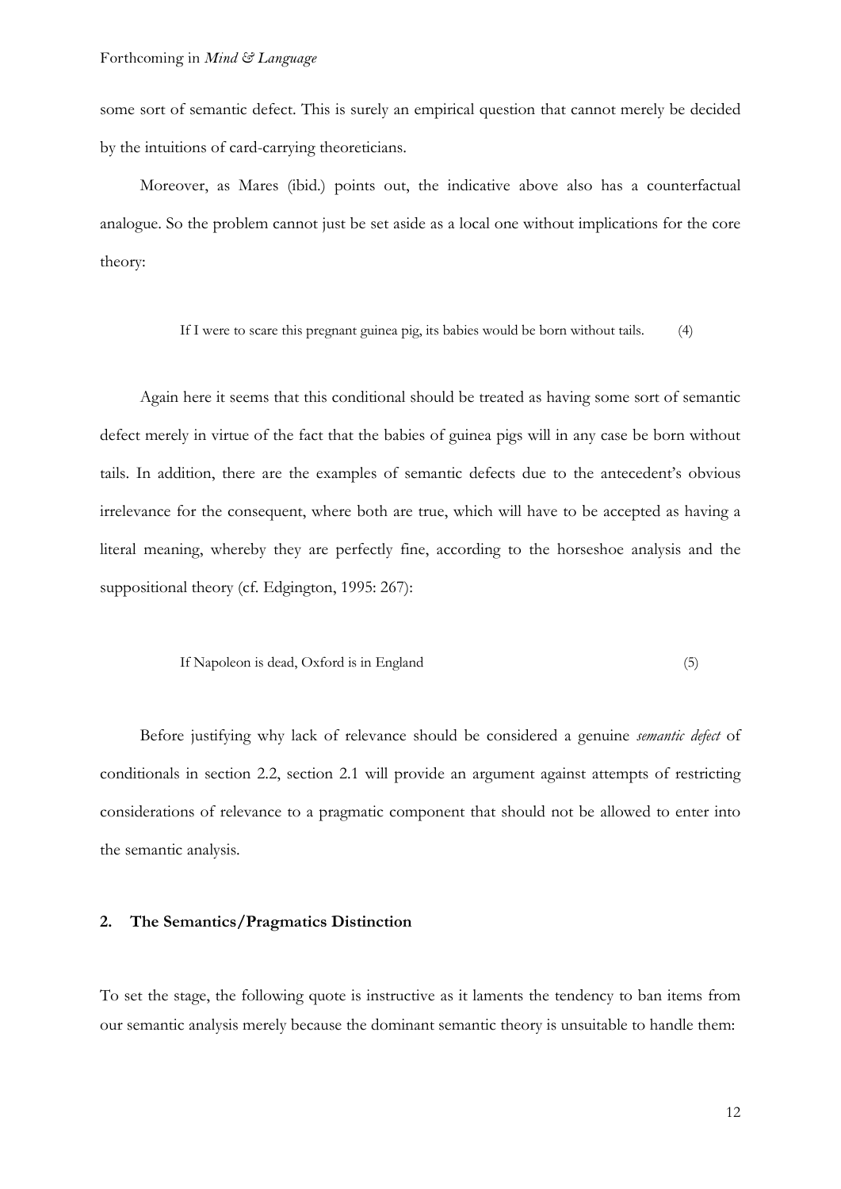some sort of semantic defect. This is surely an empirical question that cannot merely be decided by the intuitions of card-carrying theoreticians.

Moreover, as Mares (ibid.) points out, the indicative above also has a counterfactual analogue. So the problem cannot just be set aside as a local one without implications for the core theory:

> If I were to scare this pregnant guinea pig, its babies would be born without tails. (4)

Again here it seems that this conditional should be treated as having some sort of semantic defect merely in virtue of the fact that the babies of guinea pigs will in any case be born without tails. In addition, there are the examples of semantic defects due to the antecedent's obvious irrelevance for the consequent, where both are true, which will have to be accepted as having a literal meaning, whereby they are perfectly fine, according to the horseshoe analysis and the suppositional theory (cf. Edgington, 1995: 267):

> If Napoleon is dead, Oxford is in England (5)

Before justifying why lack of relevance should be considered a genuine *semantic defect* of conditionals in section 2.2, section 2.1 will provide an argument against attempts of restricting considerations of relevance to a pragmatic component that should not be allowed to enter into the semantic analysis.

## 2. The Semantics/Pragmatics Distinction

To set the stage, the following quote is instructive as it laments the tendency to ban items from our semantic analysis merely because the dominant semantic theory is unsuitable to handle them: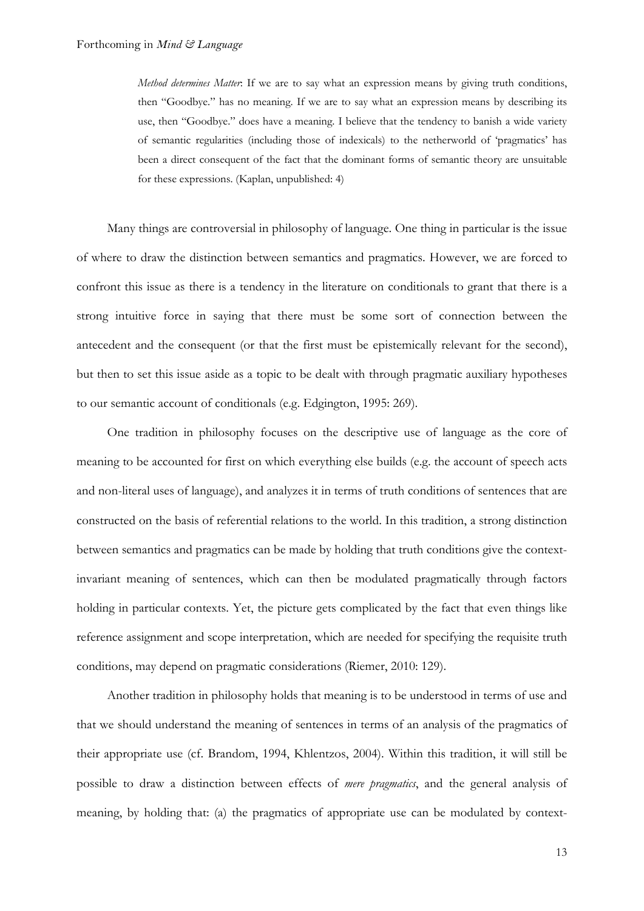> *Method determines Matter*: If we are to say what an expression means by giving truth conditions, then "Goodbye." has no meaning. If we are to say what an expression means by describing its use, then "Goodbye." does have a meaning. I believe that the tendency to banish a wide variety of semantic regularities (including those of indexicals) to the netherworld of 'pragmatics' has been a direct consequent of the fact that the dominant forms of semantic theory are unsuitable for these expressions. (Kaplan, unpublished: 4)

Many things are controversial in philosophy of language. One thing in particular is the issue of where to draw the distinction between semantics and pragmatics. However, we are forced to confront this issue as there is a tendency in the literature on conditionals to grant that there is a strong intuitive force in saying that there must be some sort of connection between the antecedent and the consequent (or that the first must be epistemically relevant for the second), but then to set this issue aside as a topic to be dealt with through pragmatic auxiliary hypotheses to our semantic account of conditionals (e.g. Edgington, 1995: 269).

One tradition in philosophy focuses on the descriptive use of language as the core of meaning to be accounted for first on which everything else builds (e.g. the account of speech acts and non-literal uses of language), and analyzes it in terms of truth conditions of sentences that are constructed on the basis of referential relations to the world. In this tradition, a strong distinction between semantics and pragmatics can be made by holding that truth conditions give the context-invariant meaning of sentences, which can then be modulated pragmatically through factors holding in particular contexts. Yet, the picture gets complicated by the fact that even things like reference assignment and scope interpretation, which are needed for specifying the requisite truth conditions, may depend on pragmatic considerations (Riemer, 2010: 129).

Another tradition in philosophy holds that meaning is to be understood in terms of use and that we should understand the meaning of sentences in terms of an analysis of the pragmatics of their appropriate use (cf. Brandom, 1994, Khlentzos, 2004). Within this tradition, it will still be possible to draw a distinction between effects of *mere pragmatics*, and the general analysis of meaning, by holding that: (a) the pragmatics of appropriate use can be modulated by context-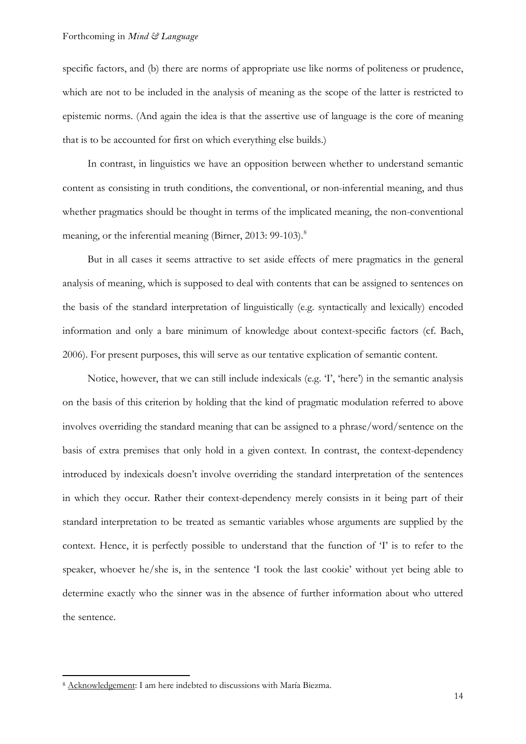specific factors, and (b) there are norms of appropriate use like norms of politeness or prudence, which are not to be included in the analysis of meaning as the scope of the latter is restricted to epistemic norms. (And again the idea is that the assertive use of language is the core of meaning that is to be accounted for first on which everything else builds.)

In contrast, in linguistics we have an opposition between whether to understand semantic content as consisting in truth conditions, the conventional, or non-inferential meaning, and thus whether pragmatics should be thought in terms of the implicated meaning, the non-conventional meaning, or the inferential meaning (Birner, 2013: 99-103).[8]

But in all cases it seems attractive to set aside effects of mere pragmatics in the general analysis of meaning, which is supposed to deal with contents that can be assigned to sentences on the basis of the standard interpretation of linguistically (e.g. syntactically and lexically) encoded information and only a bare minimum of knowledge about context-specific factors (cf. Bach, 2006). For present purposes, this will serve as our tentative explication of semantic content.

Notice, however, that we can still include indexicals (e.g. 'I', 'here') in the semantic analysis on the basis of this criterion by holding that the kind of pragmatic modulation referred to above involves overriding the standard meaning that can be assigned to a phrase/word/sentence on the basis of extra premises that only hold in a given context. In contrast, the context-dependency introduced by indexicals doesn't involve overriding the standard interpretation of the sentences in which they occur. Rather their context-dependency merely consists in it being part of their standard interpretation to be treated as semantic variables whose arguments are supplied by the context. Hence, it is perfectly possible to understand that the function of 'I' is to refer to the speaker, whoever he/she is, in the sentence 'I took the last cookie' without yet being able to determine exactly who the sinner was in the absence of further information about who uttered the sentence.

[8] Acknowledgement: I am here indebted to discussions with María Biezma.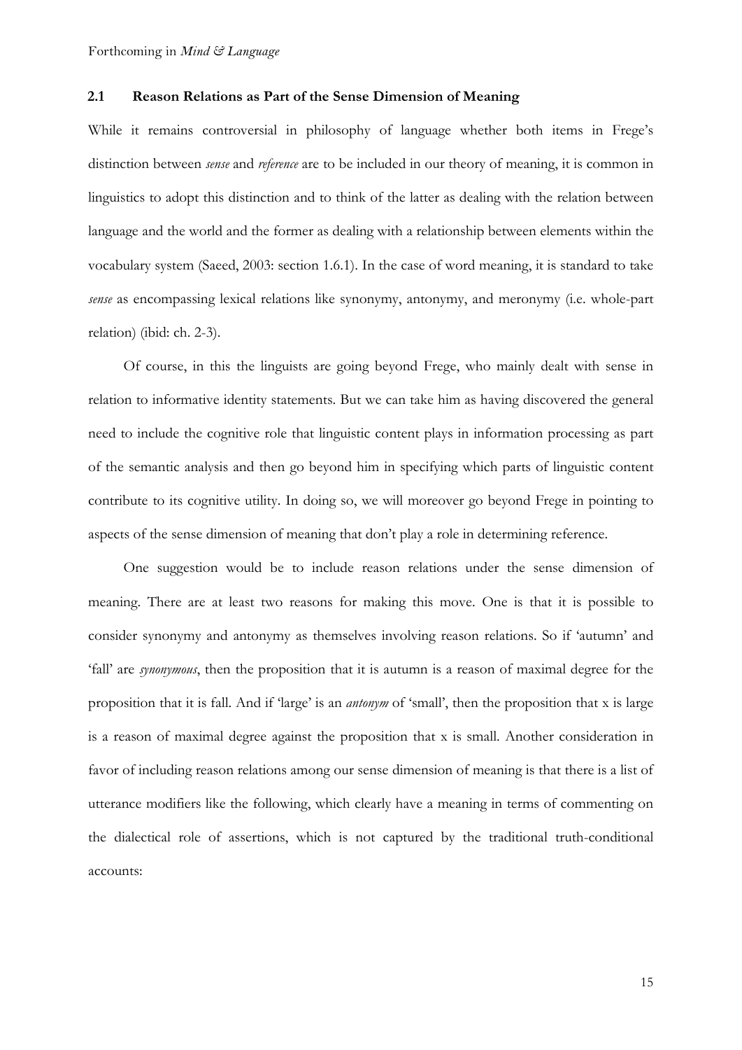### 2.1 Reason Relations as Part of the Sense Dimension of Meaning

While it remains controversial in philosophy of language whether both items in Frege's distinction between *sense* and *reference* are to be included in our theory of meaning, it is common in linguistics to adopt this distinction and to think of the latter as dealing with the relation between language and the world and the former as dealing with a relationship between elements within the vocabulary system (Saeed, 2003: section 1.6.1). In the case of word meaning, it is standard to take *sense* as encompassing lexical relations like synonymy, antonymy, and meronymy (i.e. whole-part relation) (ibid: ch. 2-3).

Of course, in this the linguists are going beyond Frege, who mainly dealt with sense in relation to informative identity statements. But we can take him as having discovered the general need to include the cognitive role that linguistic content plays in information processing as part of the semantic analysis and then go beyond him in specifying which parts of linguistic content contribute to its cognitive utility. In doing so, we will moreover go beyond Frege in pointing to aspects of the sense dimension of meaning that don't play a role in determining reference.

One suggestion would be to include reason relations under the sense dimension of meaning. There are at least two reasons for making this move. One is that it is possible to consider synonymy and antonymy as themselves involving reason relations. So if 'autumn' and 'fall' are *synonymous*, then the proposition that it is autumn is a reason of maximal degree for the proposition that it is fall. And if 'large' is an *antonym* of 'small', then the proposition that x is large is a reason of maximal degree against the proposition that x is small. Another consideration in favor of including reason relations among our sense dimension of meaning is that there is a list of utterance modifiers like the following, which clearly have a meaning in terms of commenting on the dialectical role of assertions, which is not captured by the traditional truth-conditional accounts: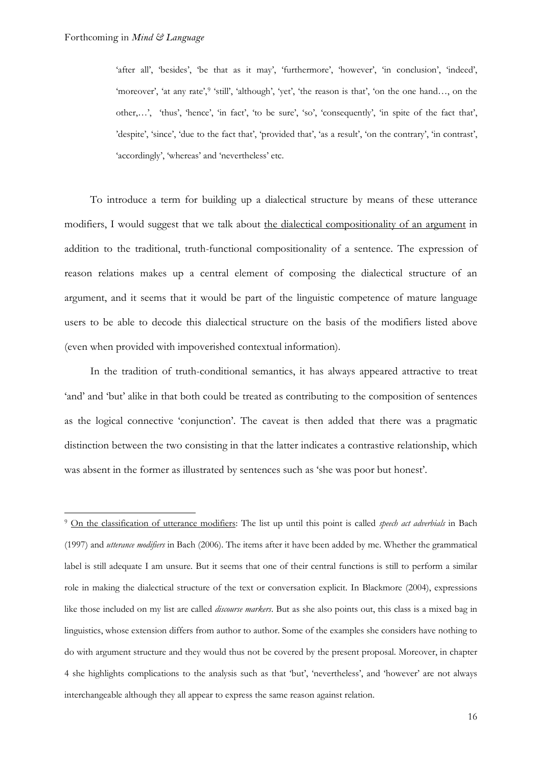'after all', 'besides', 'be that as it may', 'furthermore', 'however', 'in conclusion', 'indeed', 'moreover', 'at any rate',[9] 'still', 'although', 'yet', 'the reason is that', 'on the one hand…, on the other,…', 'thus', 'hence', 'in fact', 'to be sure', 'so', 'consequently', 'in spite of the fact that', 'despite', 'since', 'due to the fact that', 'provided that', 'as a result', 'on the contrary', 'in contrast', 'accordingly', 'whereas' and 'nevertheless' etc.

To introduce a term for building up a dialectical structure by means of these utterance modifiers, I would suggest that we talk about <u>the dialectical compositionality of an argument</u> in addition to the traditional, truth-functional compositionality of a sentence. The expression of reason relations makes up a central element of composing the dialectical structure of an argument, and it seems that it would be part of the linguistic competence of mature language users to be able to decode this dialectical structure on the basis of the modifiers listed above (even when provided with impoverished contextual information).

In the tradition of truth-conditional semantics, it has always appeared attractive to treat 'and' and 'but' alike in that both could be treated as contributing to the composition of sentences as the logical connective 'conjunction'. The caveat is then added that there was a pragmatic distinction between the two consisting in that the latter indicates a contrastive relationship, which was absent in the former as illustrated by sentences such as 'she was poor but honest'.

---

[9] <u>On the classification of utterance modifiers</u>: The list up until this point is called *speech act adverbials* in Bach (1997) and *utterance modifiers* in Bach (2006). The items after it have been added by me. Whether the grammatical label is still adequate I am unsure. But it seems that one of their central functions is still to perform a similar role in making the dialectical structure of the text or conversation explicit. In Blackmore (2004), expressions like those included on my list are called *discourse markers*. But as she also points out, this class is a mixed bag in linguistics, whose extension differs from author to author. Some of the examples she considers have nothing to do with argument structure and they would thus not be covered by the present proposal. Moreover, in chapter 4 she highlights complications to the analysis such as that 'but', 'nevertheless', and 'however' are not always interchangeable although they all appear to express the same reason against relation.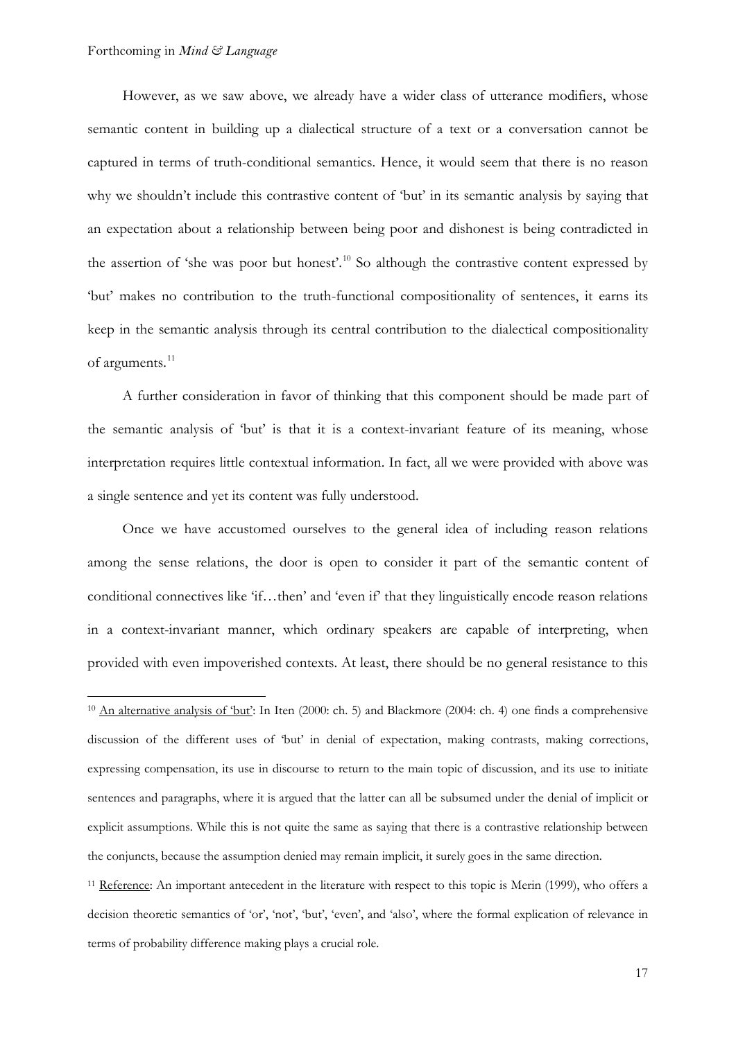However, as we saw above, we already have a wider class of utterance modifiers, whose semantic content in building up a dialectical structure of a text or a conversation cannot be captured in terms of truth-conditional semantics. Hence, it would seem that there is no reason why we shouldn't include this contrastive content of 'but' in its semantic analysis by saying that an expectation about a relationship between being poor and dishonest is being contradicted in the assertion of 'she was poor but honest'.[10] So although the contrastive content expressed by 'but' makes no contribution to the truth-functional compositionality of sentences, it earns its keep in the semantic analysis through its central contribution to the dialectical compositionality of arguments.[11]

A further consideration in favor of thinking that this component should be made part of the semantic analysis of 'but' is that it is a context-invariant feature of its meaning, whose interpretation requires little contextual information. In fact, all we were provided with above was a single sentence and yet its content was fully understood.

Once we have accustomed ourselves to the general idea of including reason relations among the sense relations, the door is open to consider it part of the semantic content of conditional connectives like 'if…then' and 'even if' that they linguistically encode reason relations in a context-invariant manner, which ordinary speakers are capable of interpreting, when provided with even impoverished contexts. At least, there should be no general resistance to this

---

[10] An alternative analysis of 'but': In Iten (2000: ch. 5) and Blackmore (2004: ch. 4) one finds a comprehensive discussion of the different uses of 'but' in denial of expectation, making contrasts, making corrections, expressing compensation, its use in discourse to return to the main topic of discussion, and its use to initiate sentences and paragraphs, where it is argued that the latter can all be subsumed under the denial of implicit or explicit assumptions. While this is not quite the same as saying that there is a contrastive relationship between the conjuncts, because the assumption denied may remain implicit, it surely goes in the same direction.

[11] Reference: An important antecedent in the literature with respect to this topic is Merin (1999), who offers a decision theoretic semantics of 'or', 'not', 'but', 'even', and 'also', where the formal explication of relevance in terms of probability difference making plays a crucial role.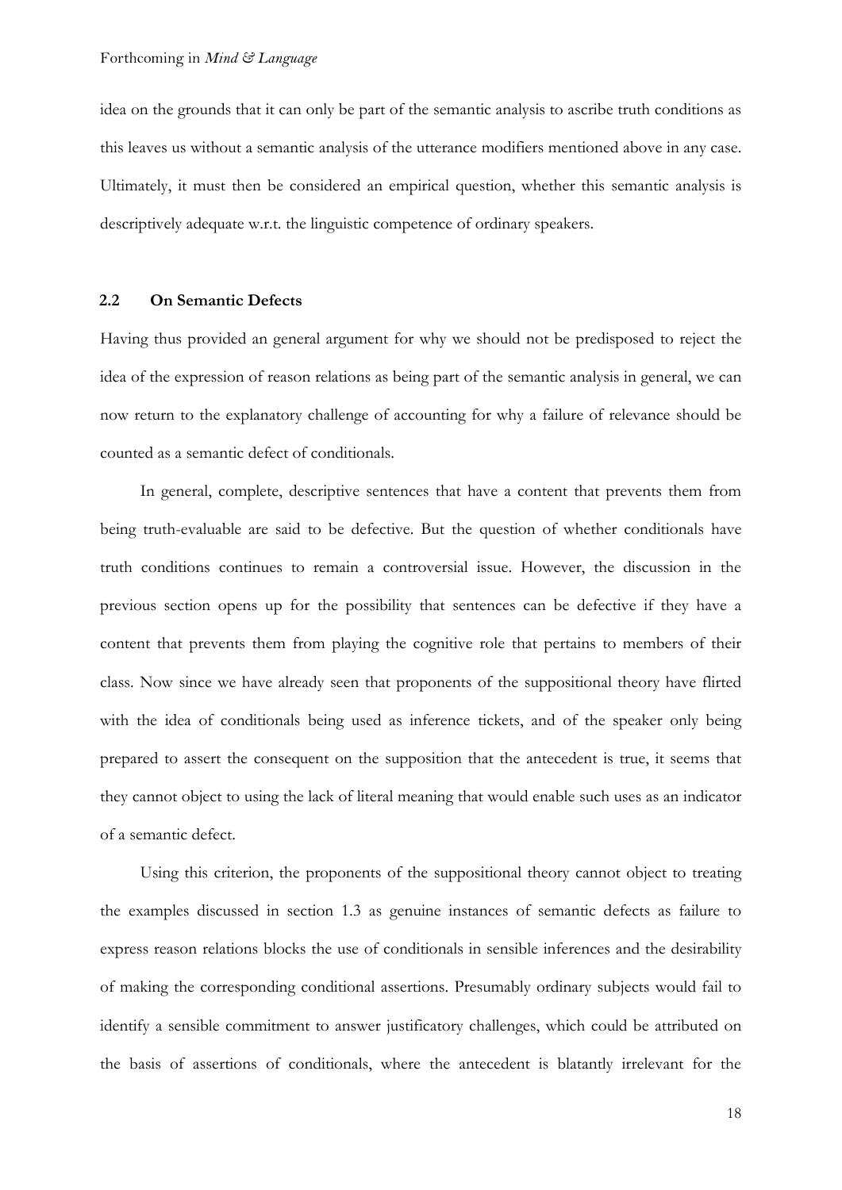idea on the grounds that it can only be part of the semantic analysis to ascribe truth conditions as this leaves us without a semantic analysis of the utterance modifiers mentioned above in any case. Ultimately, it must then be considered an empirical question, whether this semantic analysis is descriptively adequate w.r.t. the linguistic competence of ordinary speakers.

### 2.2 On Semantic Defects

Having thus provided an general argument for why we should not be predisposed to reject the idea of the expression of reason relations as being part of the semantic analysis in general, we can now return to the explanatory challenge of accounting for why a failure of relevance should be counted as a semantic defect of conditionals.

In general, complete, descriptive sentences that have a content that prevents them from being truth-evaluable are said to be defective. But the question of whether conditionals have truth conditions continues to remain a controversial issue. However, the discussion in the previous section opens up for the possibility that sentences can be defective if they have a content that prevents them from playing the cognitive role that pertains to members of their class. Now since we have already seen that proponents of the suppositional theory have flirted with the idea of conditionals being used as inference tickets, and of the speaker only being prepared to assert the consequent on the supposition that the antecedent is true, it seems that they cannot object to using the lack of literal meaning that would enable such uses as an indicator of a semantic defect.

Using this criterion, the proponents of the suppositional theory cannot object to treating the examples discussed in section 1.3 as genuine instances of semantic defects as failure to express reason relations blocks the use of conditionals in sensible inferences and the desirability of making the corresponding conditional assertions. Presumably ordinary subjects would fail to identify a sensible commitment to answer justificatory challenges, which could be attributed on the basis of assertions of conditionals, where the antecedent is blatantly irrelevant for the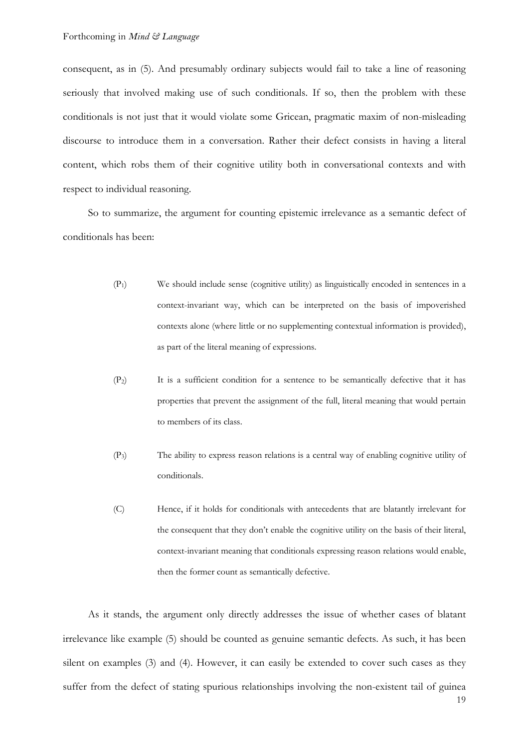consequent, as in (5). And presumably ordinary subjects would fail to take a line of reasoning seriously that involved making use of such conditionals. If so, then the problem with these conditionals is not just that it would violate some Gricean, pragmatic maxim of non-misleading discourse to introduce them in a conversation. Rather their defect consists in having a literal content, which robs them of their cognitive utility both in conversational contexts and with respect to individual reasoning.

So to summarize, the argument for counting epistemic irrelevance as a semantic defect of conditionals has been:

($P_1$) We should include sense (cognitive utility) as linguistically encoded in sentences in a context-invariant way, which can be interpreted on the basis of impoverished contexts alone (where little or no supplementing contextual information is provided), as part of the literal meaning of expressions.

($P_2$) It is a sufficient condition for a sentence to be semantically defective that it has properties that prevent the assignment of the full, literal meaning that would pertain to members of its class.

($P_3$) The ability to express reason relations is a central way of enabling cognitive utility of conditionals.

(C) Hence, if it holds for conditionals with antecedents that are blatantly irrelevant for the consequent that they don't enable the cognitive utility on the basis of their literal, context-invariant meaning that conditionals expressing reason relations would enable, then the former count as semantically defective.

As it stands, the argument only directly addresses the issue of whether cases of blatant irrelevance like example (5) should be counted as genuine semantic defects. As such, it has been silent on examples (3) and (4). However, it can easily be extended to cover such cases as they suffer from the defect of stating spurious relationships involving the non-existent tail of guinea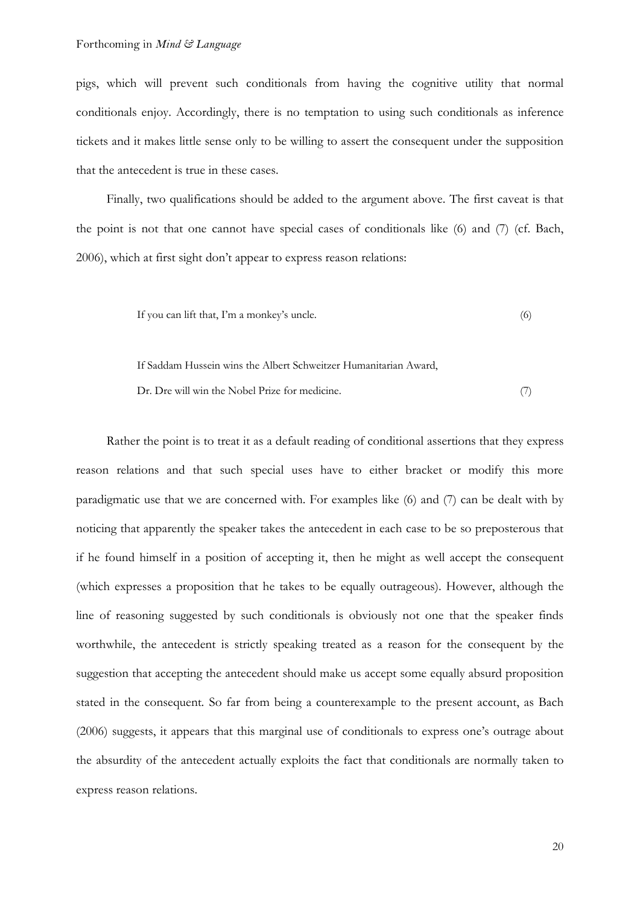pigs, which will prevent such conditionals from having the cognitive utility that normal conditionals enjoy. Accordingly, there is no temptation to using such conditionals as inference tickets and it makes little sense only to be willing to assert the consequent under the supposition that the antecedent is true in these cases.

Finally, two qualifications should be added to the argument above. The first caveat is that the point is not that one cannot have special cases of conditionals like (6) and (7) (cf. Bach, 2006), which at first sight don't appear to express reason relations:

> If you can lift that, I'm a monkey's uncle. (6)

> If Saddam Hussein wins the Albert Schweitzer Humanitarian Award,
> Dr. Dre will win the Nobel Prize for medicine. (7)

Rather the point is to treat it as a default reading of conditional assertions that they express reason relations and that such special uses have to either bracket or modify this more paradigmatic use that we are concerned with. For examples like (6) and (7) can be dealt with by noticing that apparently the speaker takes the antecedent in each case to be so preposterous that if he found himself in a position of accepting it, then he might as well accept the consequent (which expresses a proposition that he takes to be equally outrageous). However, although the line of reasoning suggested by such conditionals is obviously not one that the speaker finds worthwhile, the antecedent is strictly speaking treated as a reason for the consequent by the suggestion that accepting the antecedent should make us accept some equally absurd proposition stated in the consequent. So far from being a counterexample to the present account, as Bach (2006) suggests, it appears that this marginal use of conditionals to express one's outrage about the absurdity of the antecedent actually exploits the fact that conditionals are normally taken to express reason relations.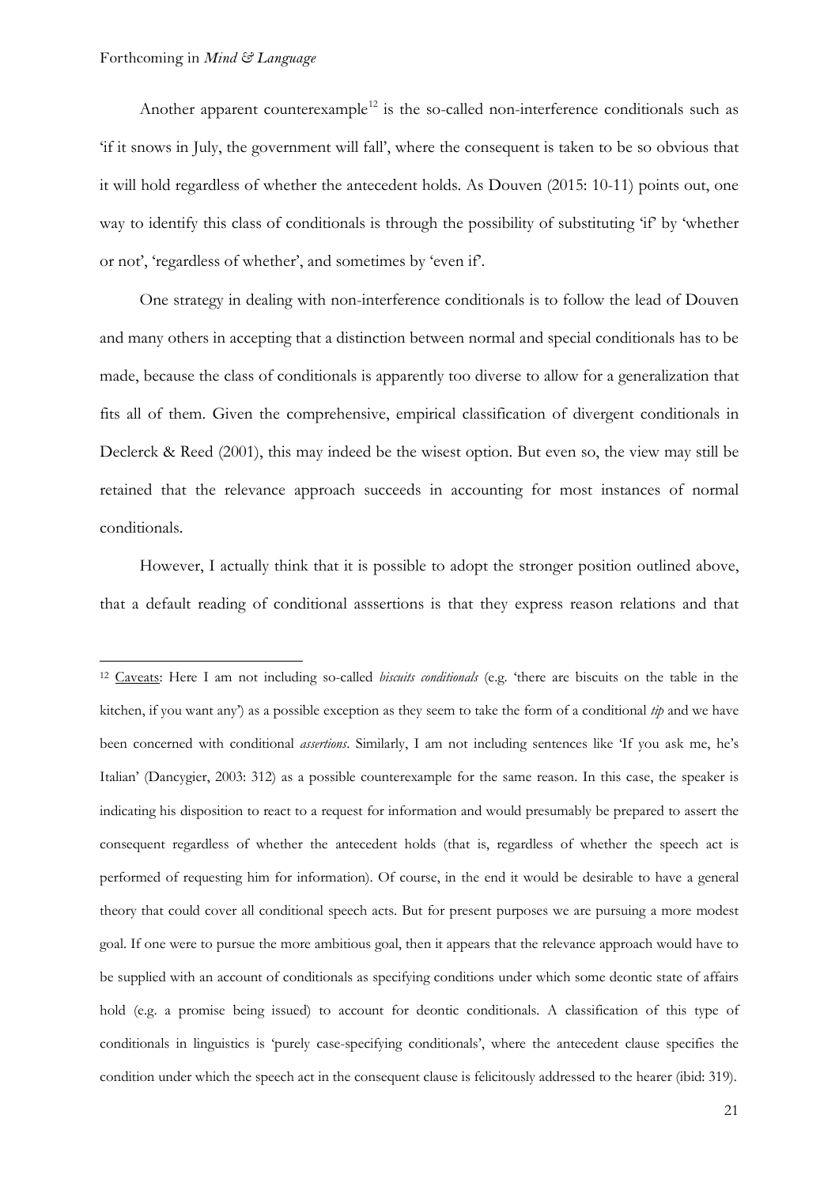Another apparent counterexample[12] is the so-called non-interference conditionals such as 'if it snows in July, the government will fall', where the consequent is taken to be so obvious that it will hold regardless of whether the antecedent holds. As Douven (2015: 10-11) points out, one way to identify this class of conditionals is through the possibility of substituting 'if' by 'whether or not', 'regardless of whether', and sometimes by 'even if'.

One strategy in dealing with non-interference conditionals is to follow the lead of Douven and many others in accepting that a distinction between normal and special conditionals has to be made, because the class of conditionals is apparently too diverse to allow for a generalization that fits all of them. Given the comprehensive, empirical classification of divergent conditionals in Declerck & Reed (2001), this may indeed be the wisest option. But even so, the view may still be retained that the relevance approach succeeds in accounting for most instances of normal conditionals.

However, I actually think that it is possible to adopt the stronger position outlined above, that a default reading of conditional asssertions is that they express reason relations and that

---

[12] Caveats: Here I am not including so-called *biscuits conditionals* (e.g. 'there are biscuits on the table in the kitchen, if you want any') as a possible exception as they seem to take the form of a conditional *tip* and we have been concerned with conditional *assertions*. Similarly, I am not including sentences like 'If you ask me, he's Italian' (Dancygier, 2003: 312) as a possible counterexample for the same reason. In this case, the speaker is indicating his disposition to react to a request for information and would presumably be prepared to assert the consequent regardless of whether the antecedent holds (that is, regardless of whether the speech act is performed of requesting him for information). Of course, in the end it would be desirable to have a general theory that could cover all conditional speech acts. But for present purposes we are pursuing a more modest goal. If one were to pursue the more ambitious goal, then it appears that the relevance approach would have to be supplied with an account of conditionals as specifying conditions under which some deontic state of affairs hold (e.g. a promise being issued) to account for deontic conditionals. A classification of this type of conditionals in linguistics is 'purely case-specifying conditionals', where the antecedent clause specifies the condition under which the speech act in the consequent clause is felicitously addressed to the hearer (ibid: 319).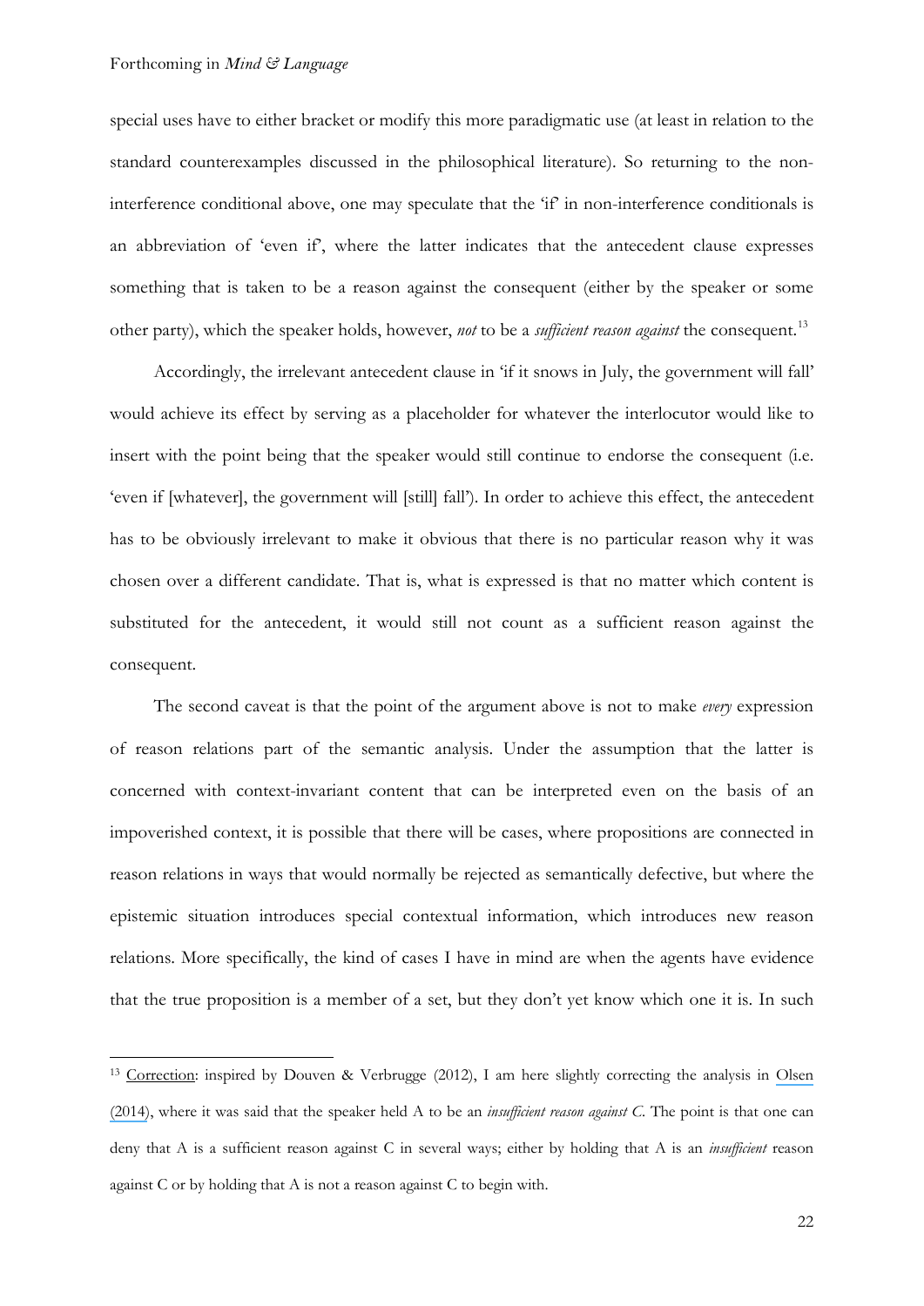special uses have to either bracket or modify this more paradigmatic use (at least in relation to the standard counterexamples discussed in the philosophical literature). So returning to the non-interference conditional above, one may speculate that the 'if' in non-interference conditionals is an abbreviation of 'even if', where the latter indicates that the antecedent clause expresses something that is taken to be a reason against the consequent (either by the speaker or some other party), which the speaker holds, however, *not* to be a *sufficient reason against* the consequent.[13]

Accordingly, the irrelevant antecedent clause in 'if it snows in July, the government will fall' would achieve its effect by serving as a placeholder for whatever the interlocutor would like to insert with the point being that the speaker would still continue to endorse the consequent (i.e. 'even if [whatever], the government will [still] fall'). In order to achieve this effect, the antecedent has to be obviously irrelevant to make it obvious that there is no particular reason why it was chosen over a different candidate. That is, what is expressed is that no matter which content is substituted for the antecedent, it would still not count as a sufficient reason against the consequent.

The second caveat is that the point of the argument above is not to make *every* expression of reason relations part of the semantic analysis. Under the assumption that the latter is concerned with context-invariant content that can be interpreted even on the basis of an impoverished context, it is possible that there will be cases, where propositions are connected in reason relations in ways that would normally be rejected as semantically defective, but where the epistemic situation introduces special contextual information, which introduces new reason relations. More specifically, the kind of cases I have in mind are when the agents have evidence that the true proposition is a member of a set, but they don't yet know which one it is. In such

---

[13] Correction: inspired by Douven & Verbrugge (2012), I am here slightly correcting the analysis in Olsen (2014), where it was said that the speaker held A to be an *insufficient reason against C*. The point is that one can deny that A is a sufficient reason against C in several ways; either by holding that A is an *insufficient* reason against C or by holding that A is not a reason against C to begin with.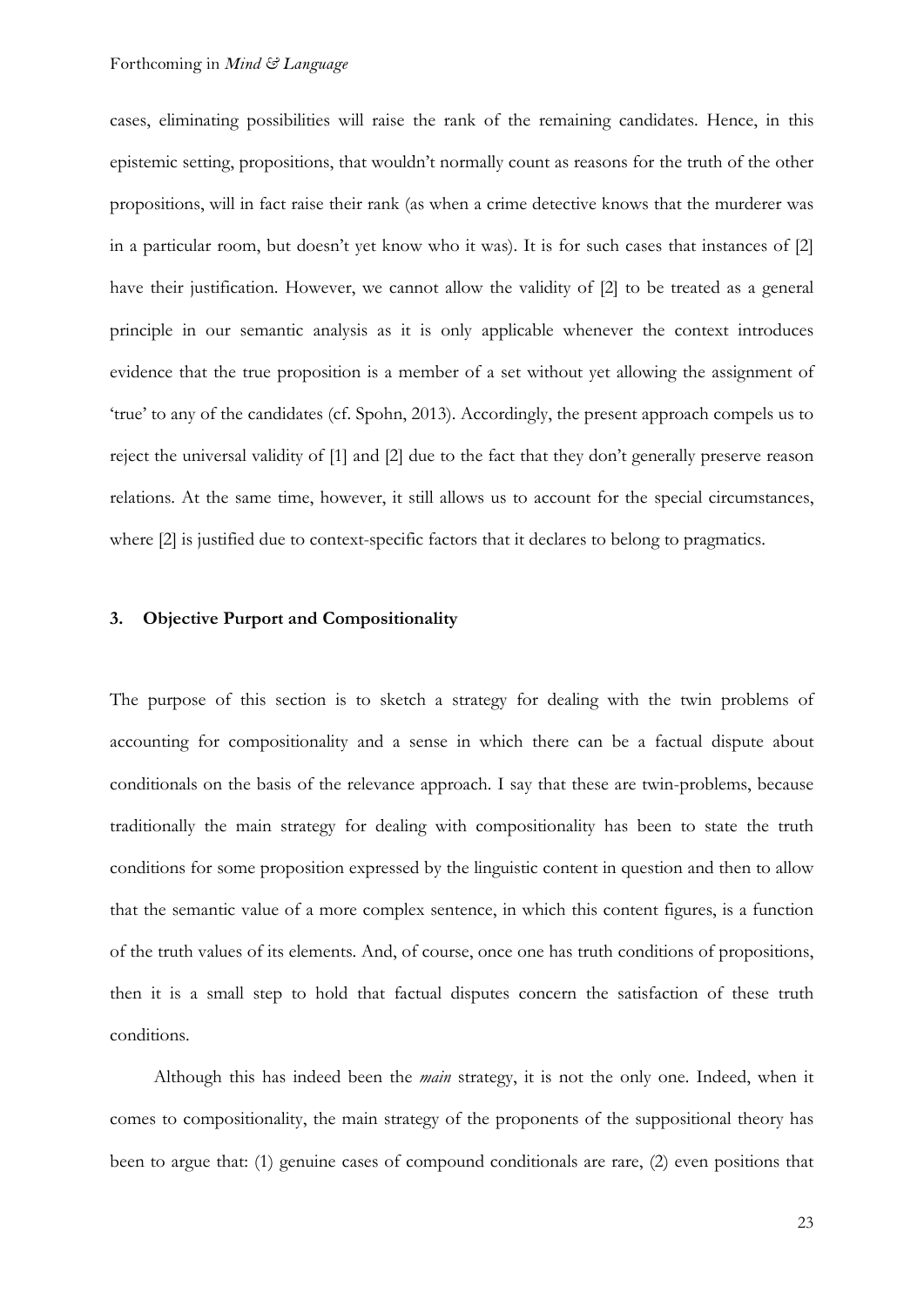cases, eliminating possibilities will raise the rank of the remaining candidates. Hence, in this epistemic setting, propositions, that wouldn't normally count as reasons for the truth of the other propositions, will in fact raise their rank (as when a crime detective knows that the murderer was in a particular room, but doesn't yet know who it was). It is for such cases that instances of [2] have their justification. However, we cannot allow the validity of [2] to be treated as a general principle in our semantic analysis as it is only applicable whenever the context introduces evidence that the true proposition is a member of a set without yet allowing the assignment of 'true' to any of the candidates (cf. Spohn, 2013). Accordingly, the present approach compels us to reject the universal validity of [1] and [2] due to the fact that they don't generally preserve reason relations. At the same time, however, it still allows us to account for the special circumstances, where [2] is justified due to context-specific factors that it declares to belong to pragmatics.

## 3. Objective Purport and Compositionality

The purpose of this section is to sketch a strategy for dealing with the twin problems of accounting for compositionality and a sense in which there can be a factual dispute about conditionals on the basis of the relevance approach. I say that these are twin-problems, because traditionally the main strategy for dealing with compositionality has been to state the truth conditions for some proposition expressed by the linguistic content in question and then to allow that the semantic value of a more complex sentence, in which this content figures, is a function of the truth values of its elements. And, of course, once one has truth conditions of propositions, then it is a small step to hold that factual disputes concern the satisfaction of these truth conditions.

Although this has indeed been the *main* strategy, it is not the only one. Indeed, when it comes to compositionality, the main strategy of the proponents of the suppositional theory has been to argue that: (1) genuine cases of compound conditionals are rare, (2) even positions that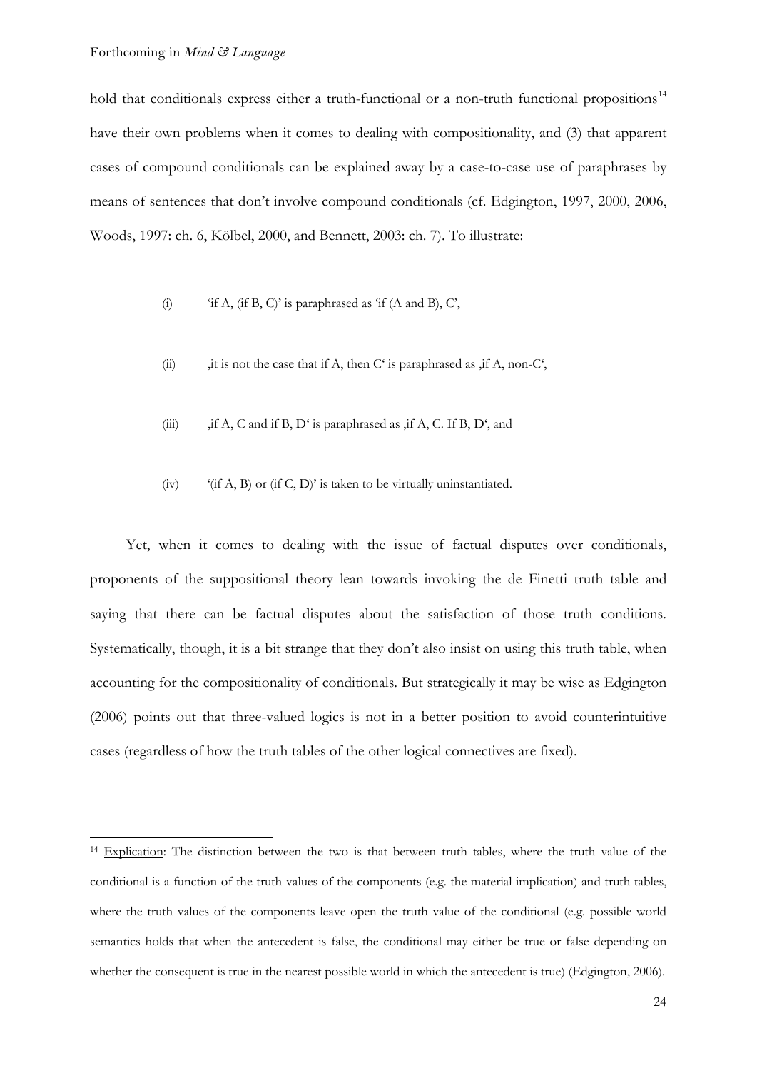hold that conditionals express either a truth-functional or a non-truth functional propositions[14] have their own problems when it comes to dealing with compositionality, and (3) that apparent cases of compound conditionals can be explained away by a case-to-case use of paraphrases by means of sentences that don't involve compound conditionals (cf. Edgington, 1997, 2000, 2006, Woods, 1997: ch. 6, Kölbel, 2000, and Bennett, 2003: ch. 7). To illustrate:

(i) 'if A, (if B, C)' is paraphrased as 'if (A and B), C',

(ii) ‚it is not the case that if A, then C' is paraphrased as ‚if A, non-C',

(iii) ‚if A, C and if B, D' is paraphrased as ‚if A, C. If B, D', and

(iv) '(if A, B) or (if C, D)' is taken to be virtually uninstantiated.

Yet, when it comes to dealing with the issue of factual disputes over conditionals, proponents of the suppositional theory lean towards invoking the de Finetti truth table and saying that there can be factual disputes about the satisfaction of those truth conditions. Systematically, though, it is a bit strange that they don't also insist on using this truth table, when accounting for the compositionality of conditionals. But strategically it may be wise as Edgington (2006) points out that three-valued logics is not in a better position to avoid counterintuitive cases (regardless of how the truth tables of the other logical connectives are fixed).

[14] Explication: The distinction between the two is that between truth tables, where the truth value of the conditional is a function of the truth values of the components (e.g. the material implication) and truth tables, where the truth values of the components leave open the truth value of the conditional (e.g. possible world semantics holds that when the antecedent is false, the conditional may either be true or false depending on whether the consequent is true in the nearest possible world in which the antecedent is true) (Edgington, 2006).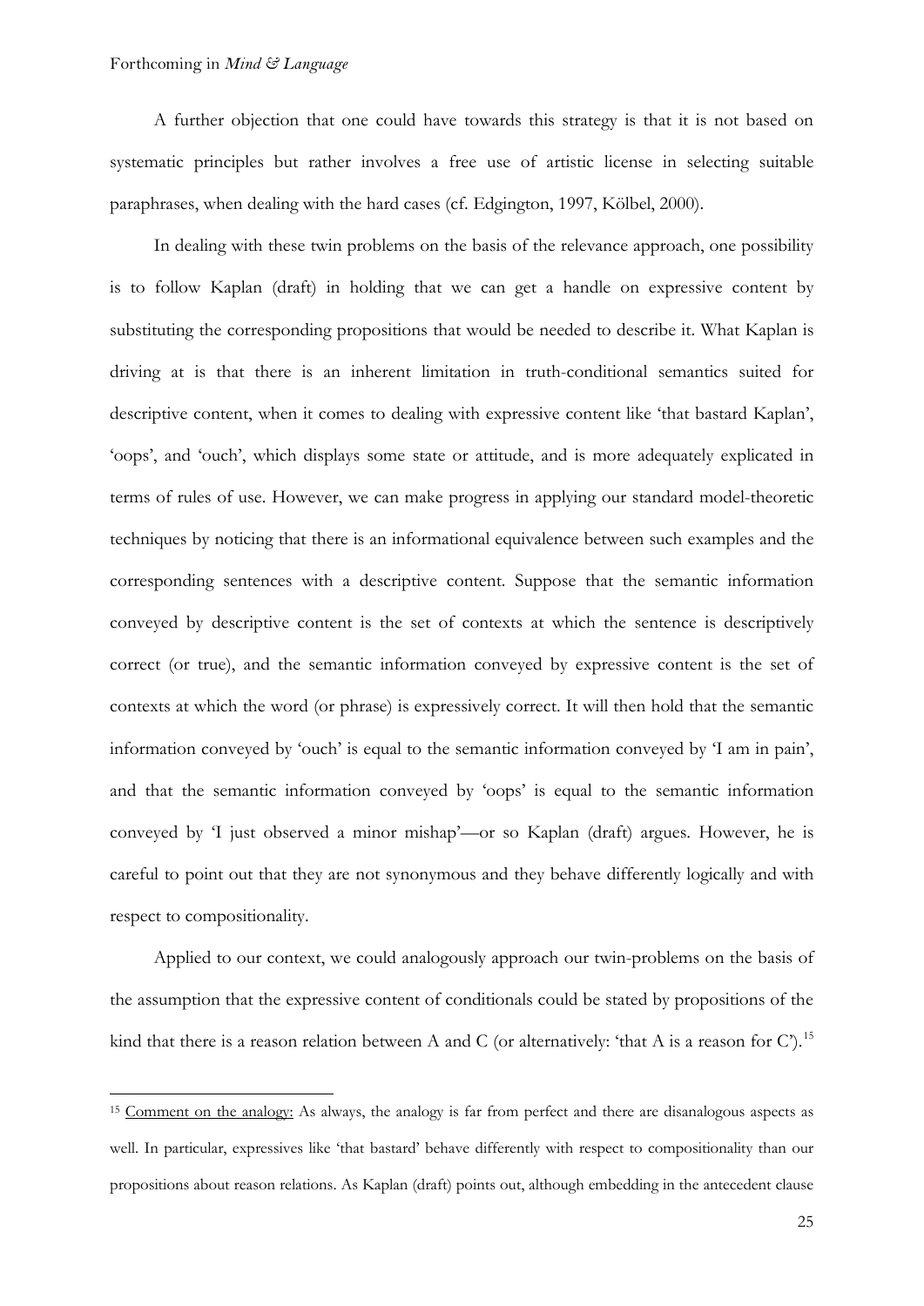A further objection that one could have towards this strategy is that it is not based on systematic principles but rather involves a free use of artistic license in selecting suitable paraphrases, when dealing with the hard cases (cf. Edgington, 1997, Kölbel, 2000).

In dealing with these twin problems on the basis of the relevance approach, one possibility is to follow Kaplan (draft) in holding that we can get a handle on expressive content by substituting the corresponding propositions that would be needed to describe it. What Kaplan is driving at is that there is an inherent limitation in truth-conditional semantics suited for descriptive content, when it comes to dealing with expressive content like 'that bastard Kaplan', 'oops', and 'ouch', which displays some state or attitude, and is more adequately explicated in terms of rules of use. However, we can make progress in applying our standard model-theoretic techniques by noticing that there is an informational equivalence between such examples and the corresponding sentences with a descriptive content. Suppose that the semantic information conveyed by descriptive content is the set of contexts at which the sentence is descriptively correct (or true), and the semantic information conveyed by expressive content is the set of contexts at which the word (or phrase) is expressively correct. It will then hold that the semantic information conveyed by 'ouch' is equal to the semantic information conveyed by 'I am in pain', and that the semantic information conveyed by 'oops' is equal to the semantic information conveyed by 'I just observed a minor mishap'—or so Kaplan (draft) argues. However, he is careful to point out that they are not synonymous and they behave differently logically and with respect to compositionality.

Applied to our context, we could analogously approach our twin-problems on the basis of the assumption that the expressive content of conditionals could be stated by propositions of the kind that there is a reason relation between A and C (or alternatively: 'that A is a reason for C').[15]

---

[15] Comment on the analogy: As always, the analogy is far from perfect and there are disanalogous aspects as well. In particular, expressives like 'that bastard' behave differently with respect to compositionality than our propositions about reason relations. As Kaplan (draft) points out, although embedding in the antecedent clause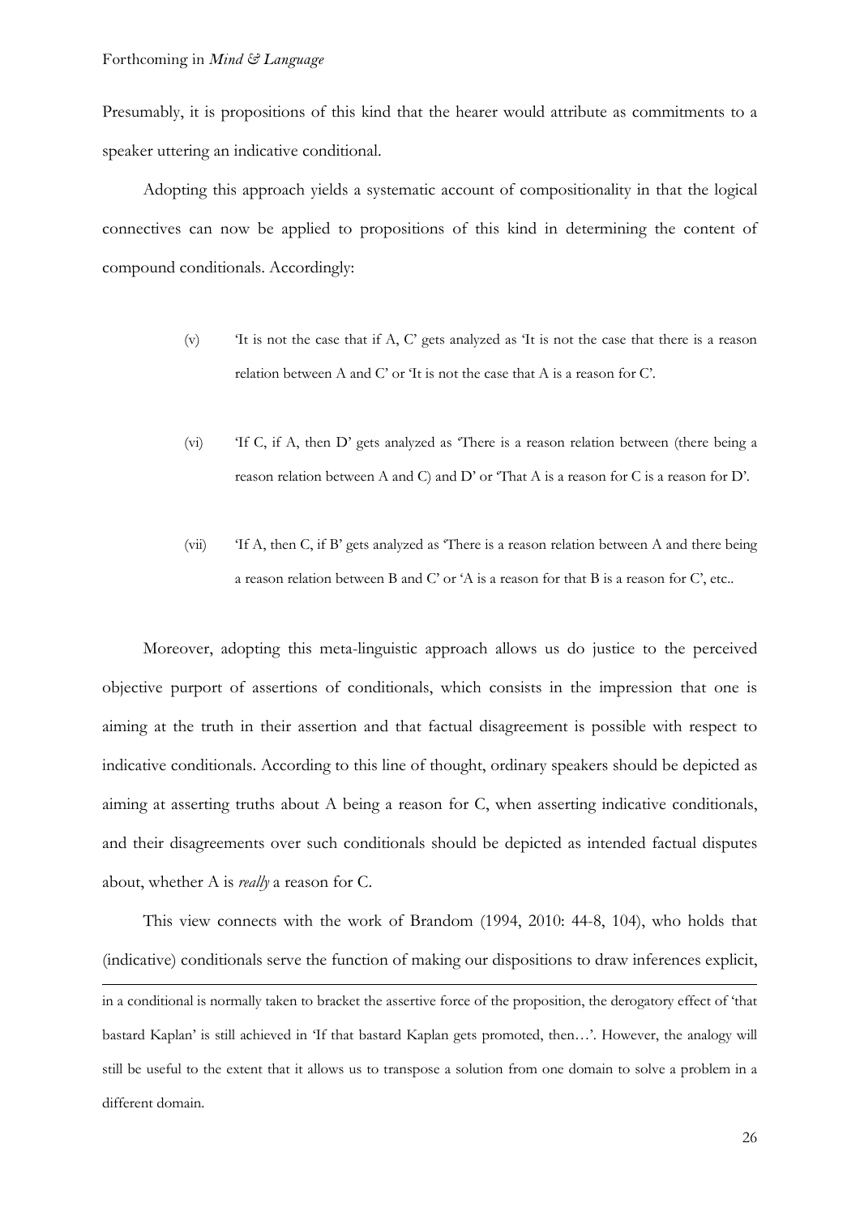Presumably, it is propositions of this kind that the hearer would attribute as commitments to a speaker uttering an indicative conditional.

Adopting this approach yields a systematic account of compositionality in that the logical connectives can now be applied to propositions of this kind in determining the content of compound conditionals. Accordingly:

(v) 'It is not the case that if A, C' gets analyzed as 'It is not the case that there is a reason relation between A and C' or 'It is not the case that A is a reason for C'.

(vi) 'If C, if A, then D' gets analyzed as 'There is a reason relation between (there being a reason relation between A and C) and D' or 'That A is a reason for C is a reason for D'.

(vii) 'If A, then C, if B' gets analyzed as 'There is a reason relation between A and there being a reason relation between B and C' or 'A is a reason for that B is a reason for C', etc..

Moreover, adopting this meta-linguistic approach allows us do justice to the perceived objective purport of assertions of conditionals, which consists in the impression that one is aiming at the truth in their assertion and that factual disagreement is possible with respect to indicative conditionals. According to this line of thought, ordinary speakers should be depicted as aiming at asserting truths about A being a reason for C, when asserting indicative conditionals, and their disagreements over such conditionals should be depicted as intended factual disputes about, whether A is *really* a reason for C.

This view connects with the work of Brandom (1994, 2010: 44-8, 104), who holds that (indicative) conditionals serve the function of making our dispositions to draw inferences explicit,

---

in a conditional is normally taken to bracket the assertive force of the proposition, the derogatory effect of 'that bastard Kaplan' is still achieved in 'If that bastard Kaplan gets promoted, then…'. However, the analogy will still be useful to the extent that it allows us to transpose a solution from one domain to solve a problem in a different domain.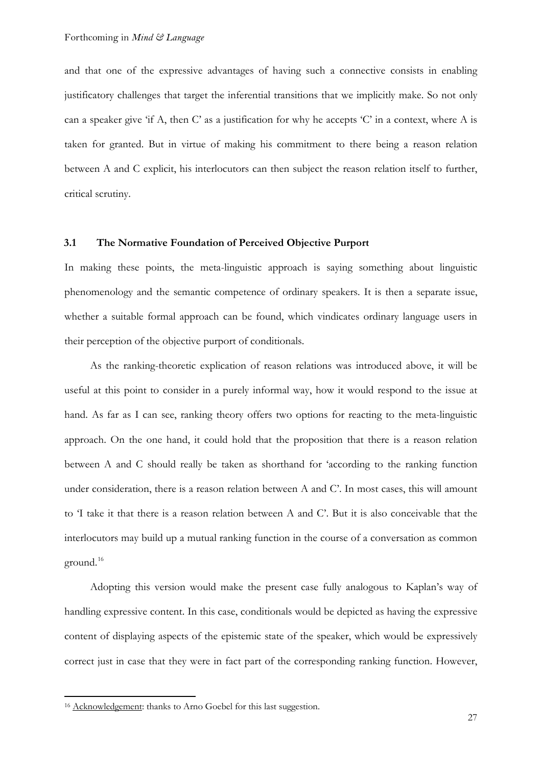and that one of the expressive advantages of having such a connective consists in enabling justificatory challenges that target the inferential transitions that we implicitly make. So not only can a speaker give 'if A, then C' as a justification for why he accepts 'C' in a context, where A is taken for granted. But in virtue of making his commitment to there being a reason relation between A and C explicit, his interlocutors can then subject the reason relation itself to further, critical scrutiny.

### 3.1 The Normative Foundation of Perceived Objective Purport

In making these points, the meta-linguistic approach is saying something about linguistic phenomenology and the semantic competence of ordinary speakers. It is then a separate issue, whether a suitable formal approach can be found, which vindicates ordinary language users in their perception of the objective purport of conditionals.

As the ranking-theoretic explication of reason relations was introduced above, it will be useful at this point to consider in a purely informal way, how it would respond to the issue at hand. As far as I can see, ranking theory offers two options for reacting to the meta-linguistic approach. On the one hand, it could hold that the proposition that there is a reason relation between A and C should really be taken as shorthand for 'according to the ranking function under consideration, there is a reason relation between A and C'. In most cases, this will amount to 'I take it that there is a reason relation between A and C'. But it is also conceivable that the interlocutors may build up a mutual ranking function in the course of a conversation as common ground.[16]

Adopting this version would make the present case fully analogous to Kaplan's way of handling expressive content. In this case, conditionals would be depicted as having the expressive content of displaying aspects of the epistemic state of the speaker, which would be expressively correct just in case that they were in fact part of the corresponding ranking function. However,

[16] Acknowledgement: thanks to Arno Goebel for this last suggestion.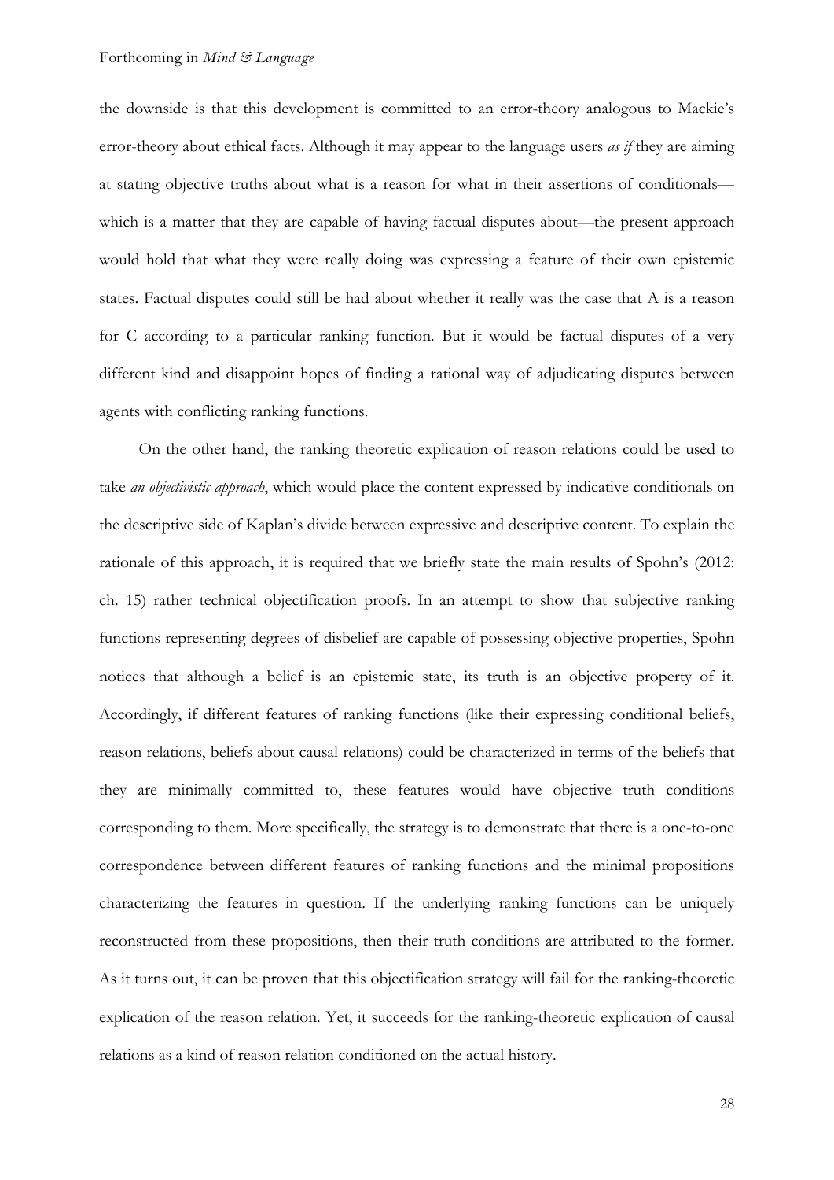the downside is that this development is committed to an error-theory analogous to Mackie's error-theory about ethical facts. Although it may appear to the language users *as if* they are aiming at stating objective truths about what is a reason for what in their assertions of conditionals—which is a matter that they are capable of having factual disputes about—the present approach would hold that what they were really doing was expressing a feature of their own epistemic states. Factual disputes could still be had about whether it really was the case that A is a reason for C according to a particular ranking function. But it would be factual disputes of a very different kind and disappoint hopes of finding a rational way of adjudicating disputes between agents with conflicting ranking functions.

On the other hand, the ranking theoretic explication of reason relations could be used to take *an objectivistic approach*, which would place the content expressed by indicative conditionals on the descriptive side of Kaplan's divide between expressive and descriptive content. To explain the rationale of this approach, it is required that we briefly state the main results of Spohn's (2012: ch. 15) rather technical objectification proofs. In an attempt to show that subjective ranking functions representing degrees of disbelief are capable of possessing objective properties, Spohn notices that although a belief is an epistemic state, its truth is an objective property of it. Accordingly, if different features of ranking functions (like their expressing conditional beliefs, reason relations, beliefs about causal relations) could be characterized in terms of the beliefs that they are minimally committed to, these features would have objective truth conditions corresponding to them. More specifically, the strategy is to demonstrate that there is a one-to-one correspondence between different features of ranking functions and the minimal propositions characterizing the features in question. If the underlying ranking functions can be uniquely reconstructed from these propositions, then their truth conditions are attributed to the former. As it turns out, it can be proven that this objectification strategy will fail for the ranking-theoretic explication of the reason relation. Yet, it succeeds for the ranking-theoretic explication of causal relations as a kind of reason relation conditioned on the actual history.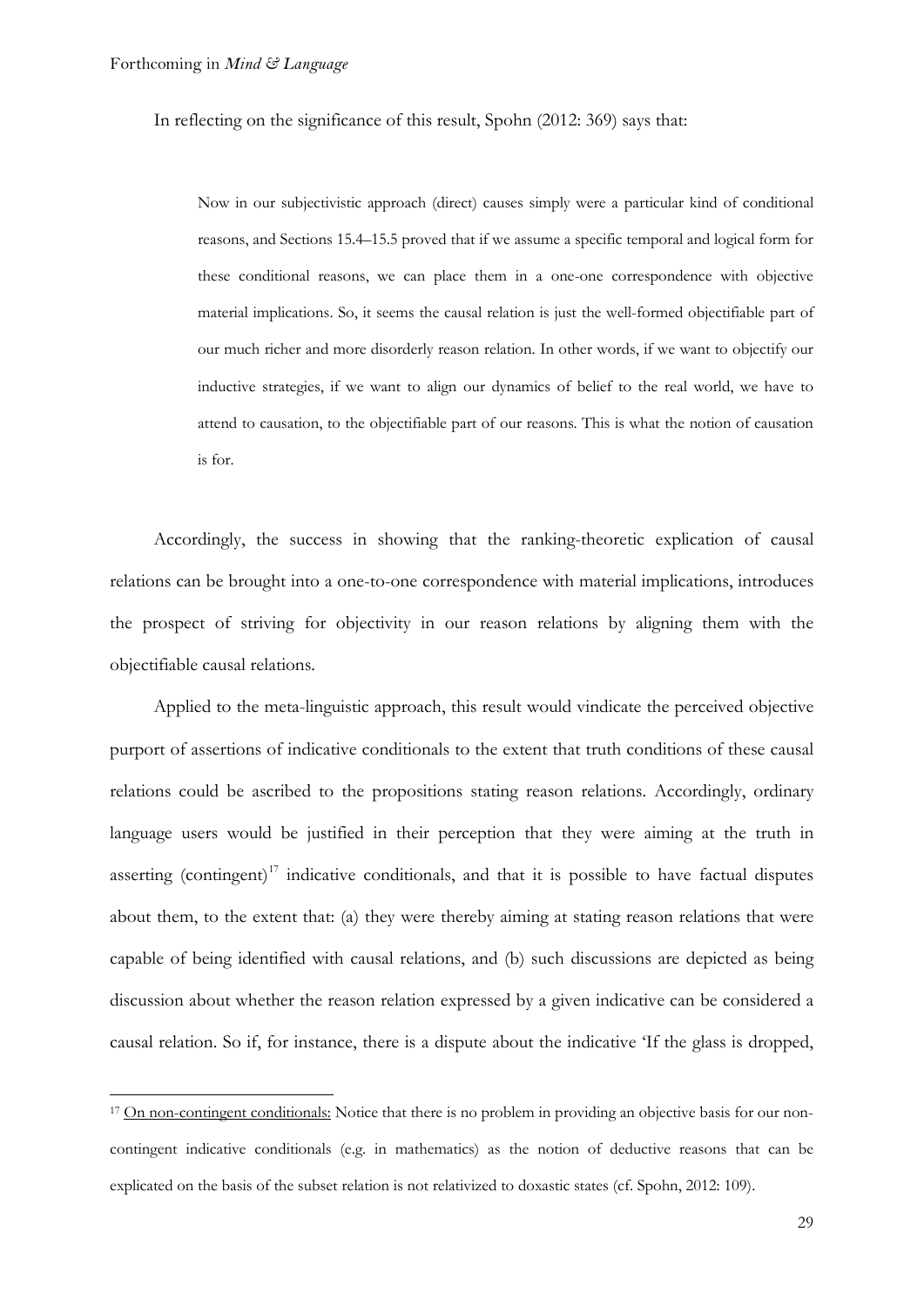In reflecting on the significance of this result, Spohn (2012: 369) says that:

> Now in our subjectivistic approach (direct) causes simply were a particular kind of conditional reasons, and Sections 15.4–15.5 proved that if we assume a specific temporal and logical form for these conditional reasons, we can place them in a one-one correspondence with objective material implications. So, it seems the causal relation is just the well-formed objectifiable part of our much richer and more disorderly reason relation. In other words, if we want to objectify our inductive strategies, if we want to align our dynamics of belief to the real world, we have to attend to causation, to the objectifiable part of our reasons. This is what the notion of causation is for.

Accordingly, the success in showing that the ranking-theoretic explication of causal relations can be brought into a one-to-one correspondence with material implications, introduces the prospect of striving for objectivity in our reason relations by aligning them with the objectifiable causal relations.

Applied to the meta-linguistic approach, this result would vindicate the perceived objective purport of assertions of indicative conditionals to the extent that truth conditions of these causal relations could be ascribed to the propositions stating reason relations. Accordingly, ordinary language users would be justified in their perception that they were aiming at the truth in asserting (contingent)[17] indicative conditionals, and that it is possible to have factual disputes about them, to the extent that: (a) they were thereby aiming at stating reason relations that were capable of being identified with causal relations, and (b) such discussions are depicted as being discussion about whether the reason relation expressed by a given indicative can be considered a causal relation. So if, for instance, there is a dispute about the indicative 'If the glass is dropped,

[17] On non-contingent conditionals: Notice that there is no problem in providing an objective basis for our non-contingent indicative conditionals (e.g. in mathematics) as the notion of deductive reasons that can be explicated on the basis of the subset relation is not relativized to doxastic states (cf. Spohn, 2012: 109).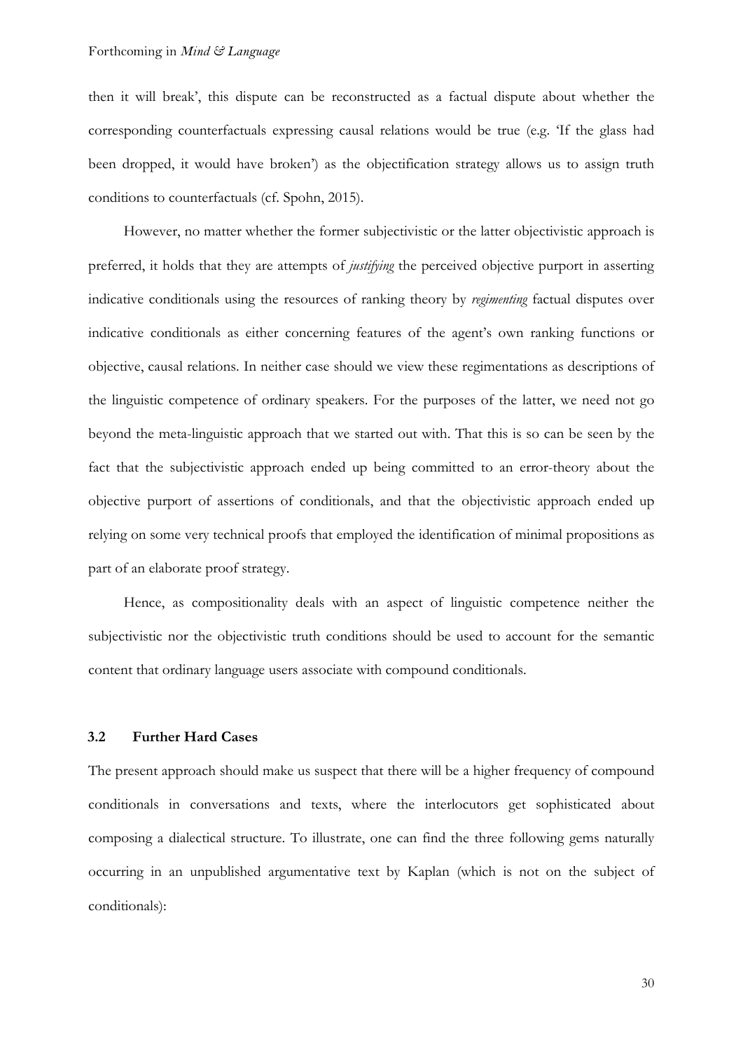then it will break', this dispute can be reconstructed as a factual dispute about whether the corresponding counterfactuals expressing causal relations would be true (e.g. 'If the glass had been dropped, it would have broken') as the objectification strategy allows us to assign truth conditions to counterfactuals (cf. Spohn, 2015).

However, no matter whether the former subjectivistic or the latter objectivistic approach is preferred, it holds that they are attempts of *justifying* the perceived objective purport in asserting indicative conditionals using the resources of ranking theory by *regimenting* factual disputes over indicative conditionals as either concerning features of the agent's own ranking functions or objective, causal relations. In neither case should we view these regimentations as descriptions of the linguistic competence of ordinary speakers. For the purposes of the latter, we need not go beyond the meta-linguistic approach that we started out with. That this is so can be seen by the fact that the subjectivistic approach ended up being committed to an error-theory about the objective purport of assertions of conditionals, and that the objectivistic approach ended up relying on some very technical proofs that employed the identification of minimal propositions as part of an elaborate proof strategy.

Hence, as compositionality deals with an aspect of linguistic competence neither the subjectivistic nor the objectivistic truth conditions should be used to account for the semantic content that ordinary language users associate with compound conditionals.

### 3.2 Further Hard Cases

The present approach should make us suspect that there will be a higher frequency of compound conditionals in conversations and texts, where the interlocutors get sophisticated about composing a dialectical structure. To illustrate, one can find the three following gems naturally occurring in an unpublished argumentative text by Kaplan (which is not on the subject of conditionals):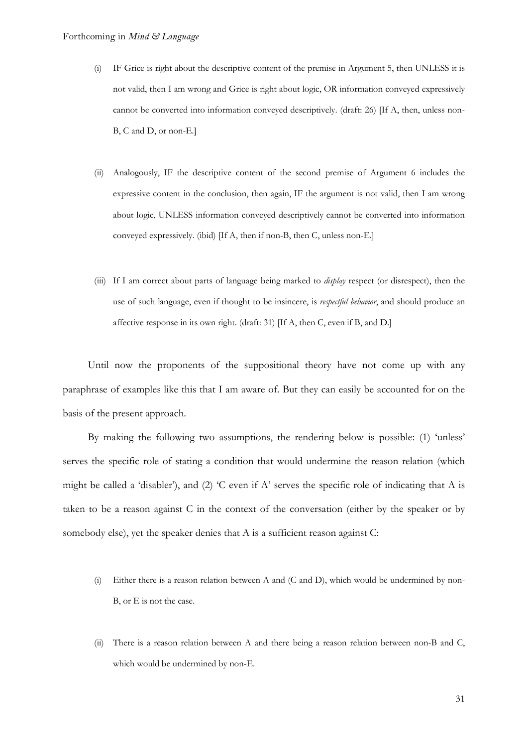(i) IF Grice is right about the descriptive content of the premise in Argument 5, then UNLESS it is not valid, then I am wrong and Grice is right about logic, OR information conveyed expressively cannot be converted into information conveyed descriptively. (draft: 26) [If A, then, unless non-B, C and D, or non-E.]

(ii) Analogously, IF the descriptive content of the second premise of Argument 6 includes the expressive content in the conclusion, then again, IF the argument is not valid, then I am wrong about logic, UNLESS information conveyed descriptively cannot be converted into information conveyed expressively. (ibid) [If A, then if non-B, then C, unless non-E.]

(iii) If I am correct about parts of language being marked to *display* respect (or disrespect), then the use of such language, even if thought to be insincere, is *respectful behavior*, and should produce an affective response in its own right. (draft: 31) [If A, then C, even if B, and D.]

Until now the proponents of the suppositional theory have not come up with any paraphrase of examples like this that I am aware of. But they can easily be accounted for on the basis of the present approach.

By making the following two assumptions, the rendering below is possible: (1) 'unless' serves the specific role of stating a condition that would undermine the reason relation (which might be called a 'disabler'), and (2) 'C even if A' serves the specific role of indicating that A is taken to be a reason against C in the context of the conversation (either by the speaker or by somebody else), yet the speaker denies that A is a sufficient reason against C:

(i) Either there is a reason relation between A and (C and D), which would be undermined by non-B, or E is not the case.

(ii) There is a reason relation between A and there being a reason relation between non-B and C, which would be undermined by non-E.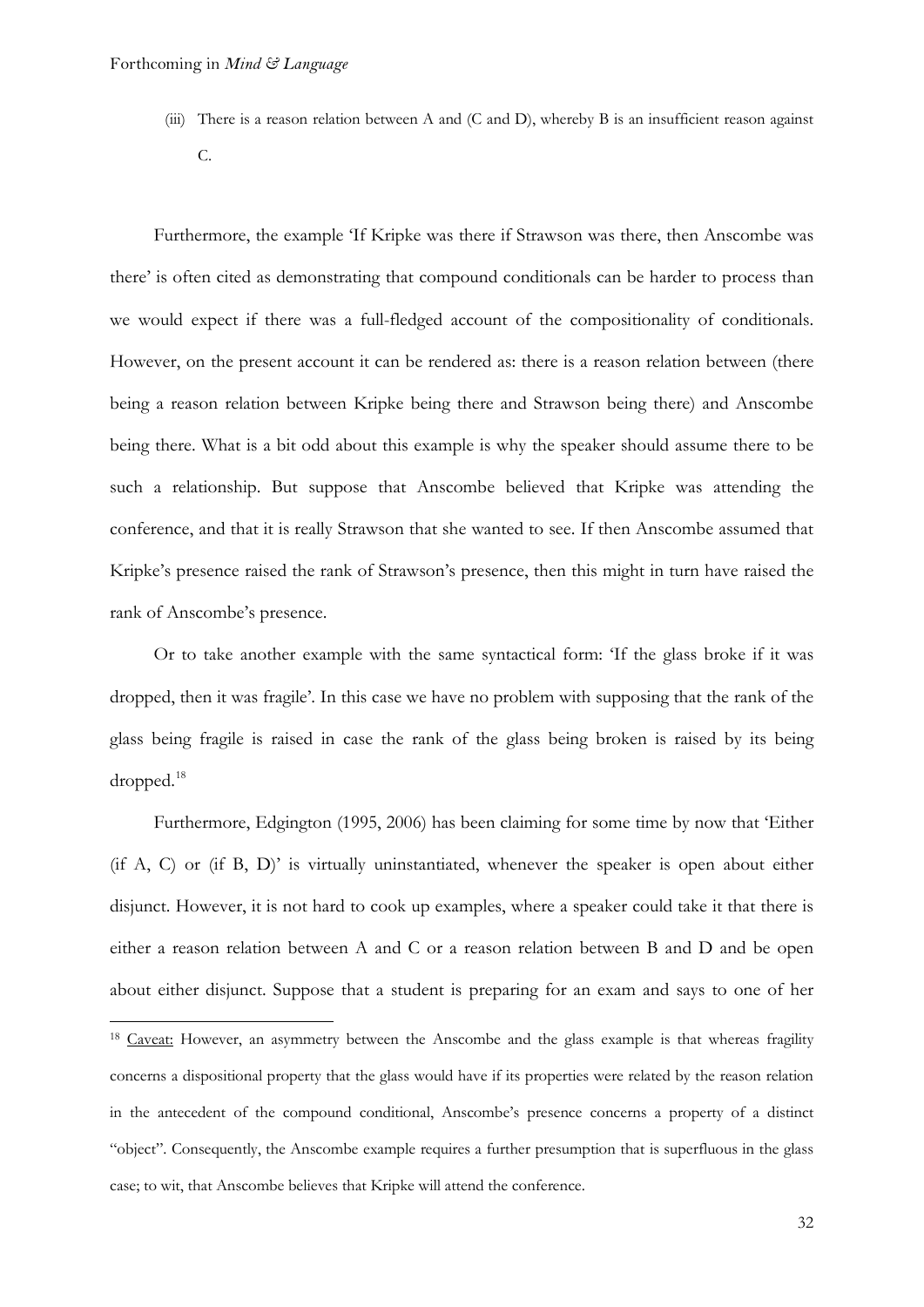(iii) There is a reason relation between A and (C and D), whereby B is an insufficient reason against C.

Furthermore, the example 'If Kripke was there if Strawson was there, then Anscombe was there' is often cited as demonstrating that compound conditionals can be harder to process than we would expect if there was a full-fledged account of the compositionality of conditionals. However, on the present account it can be rendered as: there is a reason relation between (there being a reason relation between Kripke being there and Strawson being there) and Anscombe being there. What is a bit odd about this example is why the speaker should assume there to be such a relationship. But suppose that Anscombe believed that Kripke was attending the conference, and that it is really Strawson that she wanted to see. If then Anscombe assumed that Kripke's presence raised the rank of Strawson's presence, then this might in turn have raised the rank of Anscombe's presence.

Or to take another example with the same syntactical form: 'If the glass broke if it was dropped, then it was fragile'. In this case we have no problem with supposing that the rank of the glass being fragile is raised in case the rank of the glass being broken is raised by its being dropped.[18]

Furthermore, Edgington (1995, 2006) has been claiming for some time by now that 'Either (if A, C) or (if B, D)' is virtually uninstantiated, whenever the speaker is open about either disjunct. However, it is not hard to cook up examples, where a speaker could take it that there is either a reason relation between A and C or a reason relation between B and D and be open about either disjunct. Suppose that a student is preparing for an exam and says to one of her

[18] Caveat: However, an asymmetry between the Anscombe and the glass example is that whereas fragility concerns a dispositional property that the glass would have if its properties were related by the reason relation in the antecedent of the compound conditional, Anscombe's presence concerns a property of a distinct "object". Consequently, the Anscombe example requires a further presumption that is superfluous in the glass case; to wit, that Anscombe believes that Kripke will attend the conference.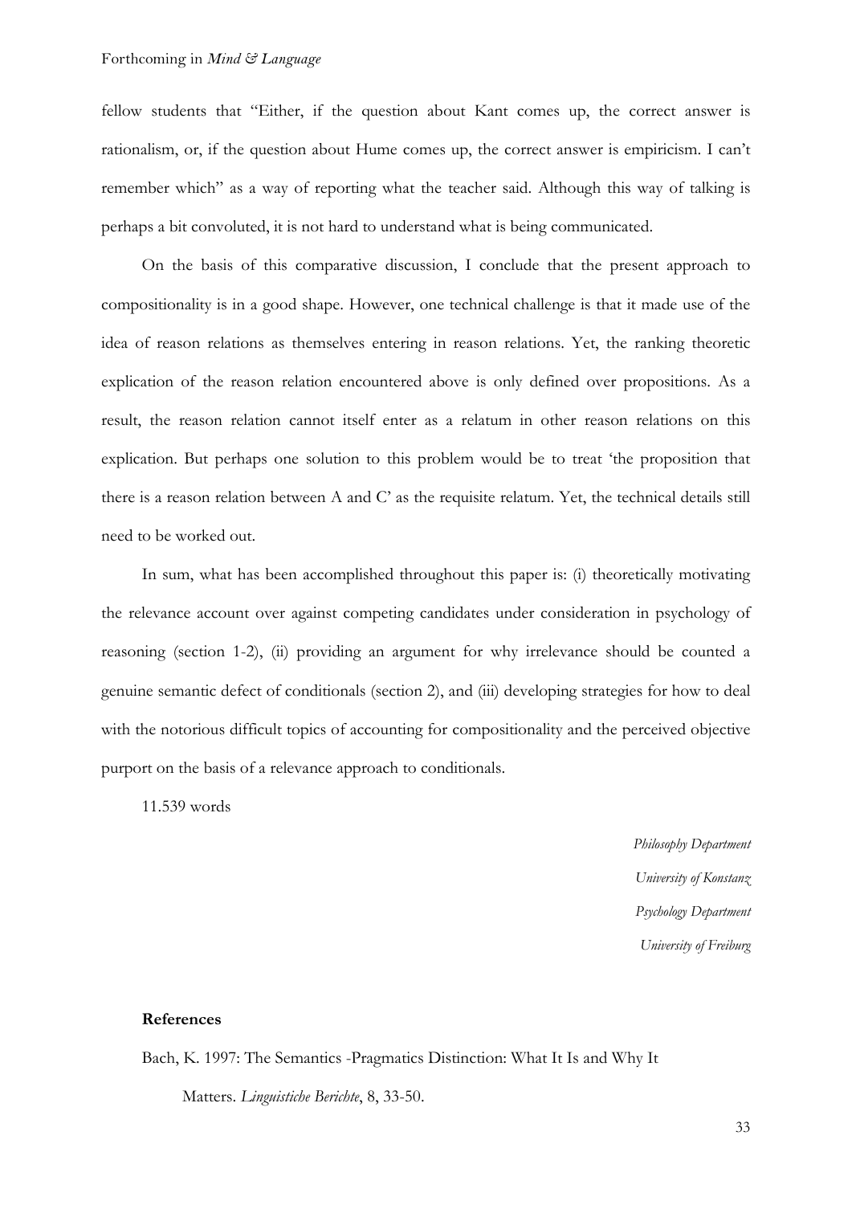fellow students that "Either, if the question about Kant comes up, the correct answer is rationalism, or, if the question about Hume comes up, the correct answer is empiricism. I can't remember which" as a way of reporting what the teacher said. Although this way of talking is perhaps a bit convoluted, it is not hard to understand what is being communicated.

On the basis of this comparative discussion, I conclude that the present approach to compositionality is in a good shape. However, one technical challenge is that it made use of the idea of reason relations as themselves entering in reason relations. Yet, the ranking theoretic explication of the reason relation encountered above is only defined over propositions. As a result, the reason relation cannot itself enter as a relatum in other reason relations on this explication. But perhaps one solution to this problem would be to treat 'the proposition that there is a reason relation between A and C' as the requisite relatum. Yet, the technical details still need to be worked out.

In sum, what has been accomplished throughout this paper is: (i) theoretically motivating the relevance account over against competing candidates under consideration in psychology of reasoning (section 1-2), (ii) providing an argument for why irrelevance should be counted a genuine semantic defect of conditionals (section 2), and (iii) developing strategies for how to deal with the notorious difficult topics of accounting for compositionality and the perceived objective purport on the basis of a relevance approach to conditionals.

11.539 words

*Philosophy Department*
*University of Konstanz*
*Psychology Department*
*University of Freiburg*

**References**

Bach, K. 1997: The Semantics -Pragmatics Distinction: What It Is and Why It Matters. *Linguistiche Berichte*, 8, 33-50.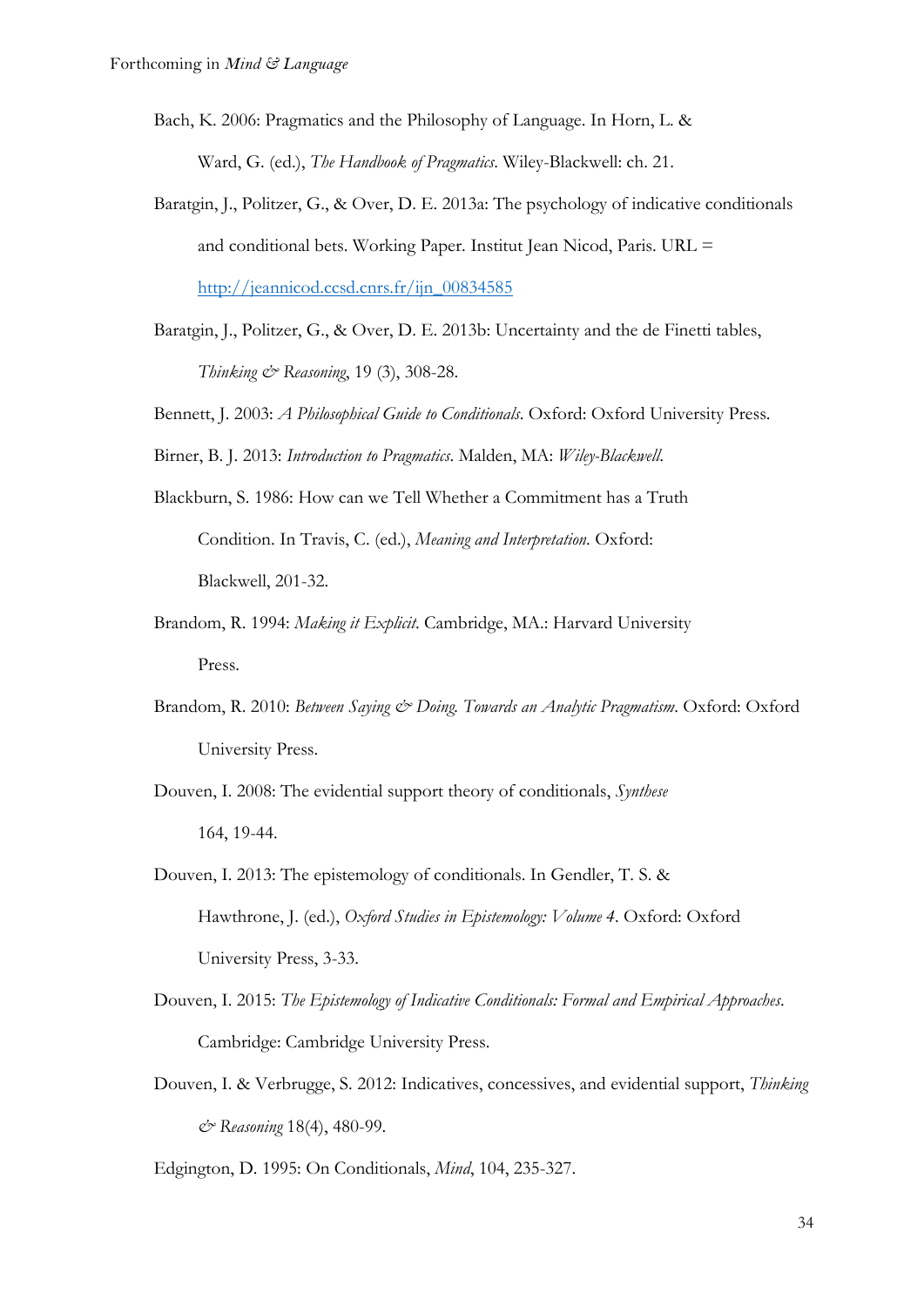Bach, K. 2006: Pragmatics and the Philosophy of Language. In Horn, L. & Ward, G. (ed.), *The Handbook of Pragmatics*. Wiley-Blackwell: ch. 21.

Baratgin, J., Politzer, G., & Over, D. E. 2013a: The psychology of indicative conditionals and conditional bets. Working Paper. Institut Jean Nicod, Paris. URL = http://jeannicod.ccsd.cnrs.fr/ijn_00834585

Baratgin, J., Politzer, G., & Over, D. E. 2013b: Uncertainty and the de Finetti tables, *Thinking & Reasoning*, 19 (3), 308-28.

Bennett, J. 2003: *A Philosophical Guide to Conditionals*. Oxford: Oxford University Press.

Birner, B. J. 2013: *Introduction to Pragmatics*. Malden, MA: *Wiley-Blackwell*.

Blackburn, S. 1986: How can we Tell Whether a Commitment has a Truth Condition. In Travis, C. (ed.), *Meaning and Interpretation*. Oxford: Blackwell, 201-32.

Brandom, R. 1994: *Making it Explicit*. Cambridge, MA.: Harvard University Press.

Brandom, R. 2010: *Between Saying & Doing. Towards an Analytic Pragmatism*. Oxford: Oxford University Press.

Douven, I. 2008: The evidential support theory of conditionals, *Synthese* 164, 19-44.

Douven, I. 2013: The epistemology of conditionals. In Gendler, T. S. & Hawthrone, J. (ed.), *Oxford Studies in Epistemology: Volume 4*. Oxford: Oxford University Press, 3-33.

Douven, I. 2015: *The Epistemology of Indicative Conditionals: Formal and Empirical Approaches*. Cambridge: Cambridge University Press.

Douven, I. & Verbrugge, S. 2012: Indicatives, concessives, and evidential support, *Thinking & Reasoning* 18(4), 480-99.

Edgington, D. 1995: On Conditionals, *Mind*, 104, 235-327.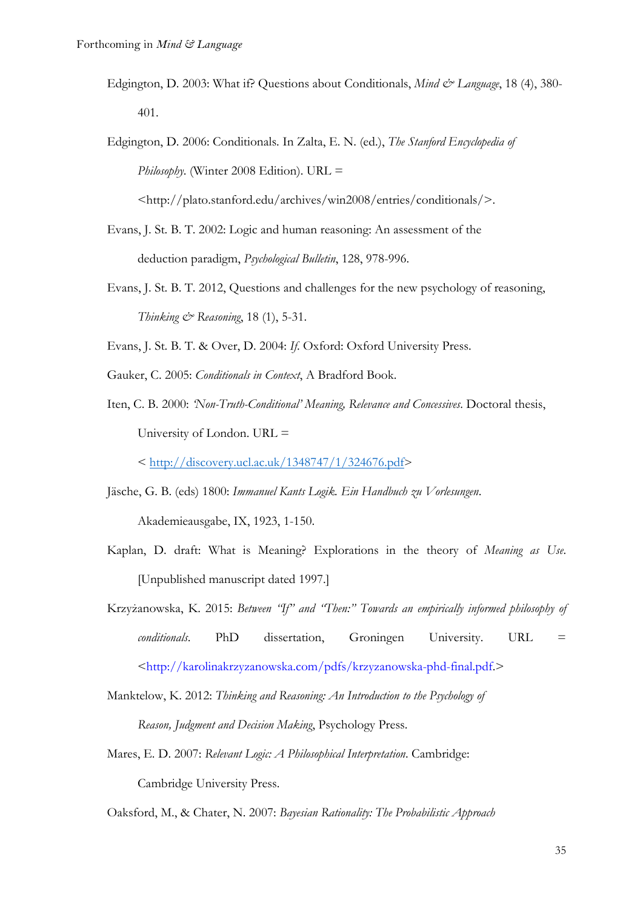Edgington, D. 2003: What if? Questions about Conditionals, *Mind & Language*, 18 (4), 380-401.

Edgington, D. 2006: Conditionals. In Zalta, E. N. (ed.), *The Stanford Encyclopedia of Philosophy*. (Winter 2008 Edition). URL = <http://plato.stanford.edu/archives/win2008/entries/conditionals/>.

Evans, J. St. B. T. 2002: Logic and human reasoning: An assessment of the deduction paradigm, *Psychological Bulletin*, 128, 978-996.

Evans, J. St. B. T. 2012, Questions and challenges for the new psychology of reasoning, *Thinking & Reasoning*, 18 (1), 5-31.

Evans, J. St. B. T. & Over, D. 2004: *If*. Oxford: Oxford University Press.

Gauker, C. 2005: *Conditionals in Context*, A Bradford Book.

Iten, C. B. 2000: *'Non-Truth-Conditional' Meaning, Relevance and Concessives*. Doctoral thesis, University of London. URL = < http://discovery.ucl.ac.uk/1348747/1/324676.pdf>

Jäsche, G. B. (eds) 1800: *Immanuel Kants Logik. Ein Handbuch zu Vorlesungen*. Akademieausgabe, IX, 1923, 1-150.

Kaplan, D. draft: What is Meaning? Explorations in the theory of *Meaning as Use*. [Unpublished manuscript dated 1997.]

Krzyżanowska, K. 2015: *Between "If" and "Then:" Towards an empirically informed philosophy of conditionals*. PhD dissertation, Groningen University. URL = <http://karolinakrzyzanowska.com/pdfs/krzyzanowska-phd-final.pdf.>

Manktelow, K. 2012: *Thinking and Reasoning: An Introduction to the Psychology of Reason, Judgment and Decision Making*, Psychology Press.

Mares, E. D. 2007: *Relevant Logic: A Philosophical Interpretation*. Cambridge: Cambridge University Press.

Oaksford, M., & Chater, N. 2007: *Bayesian Rationality: The Probabilistic Approach*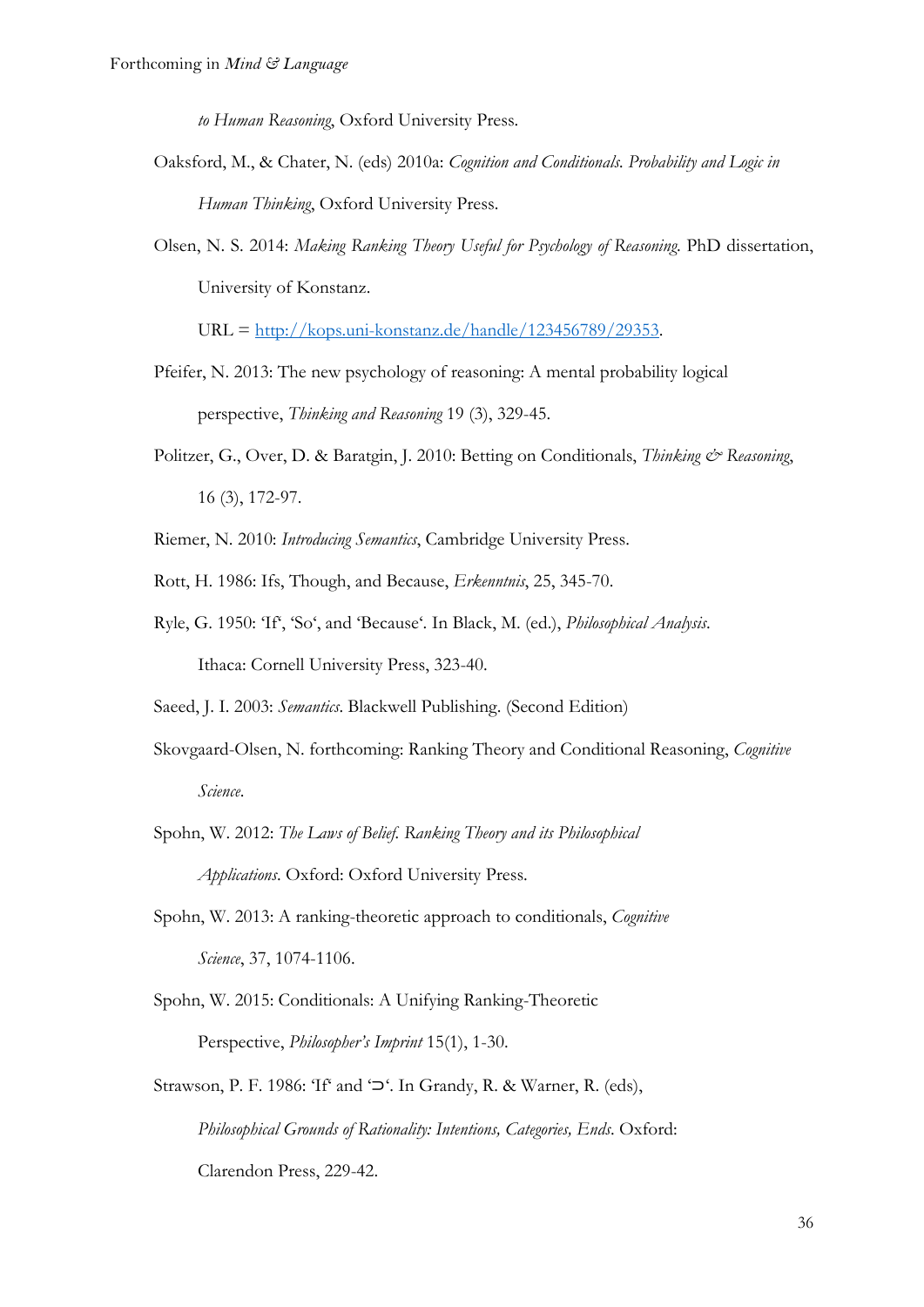*to Human Reasoning*, Oxford University Press.

Oaksford, M., & Chater, N. (eds) 2010a: *Cognition and Conditionals. Probability and Logic in Human Thinking*, Oxford University Press.

Olsen, N. S. 2014: *Making Ranking Theory Useful for Psychology of Reasoning*. PhD dissertation, University of Konstanz.

URL = [http://kops.uni-konstanz.de/handle/123456789/29353](http://kops.uni-konstanz.de/handle/123456789/29353).

Pfeifer, N. 2013: The new psychology of reasoning: A mental probability logical perspective, *Thinking and Reasoning* 19 (3), 329-45.

Politzer, G., Over, D. & Baratgin, J. 2010: Betting on Conditionals, *Thinking & Reasoning*, 16 (3), 172-97.

Riemer, N. 2010: *Introducing Semantics*, Cambridge University Press.

Rott, H. 1986: Ifs, Though, and Because, *Erkenntnis*, 25, 345-70.

Ryle, G. 1950: 'If', 'So', and 'Because'. In Black, M. (ed.), *Philosophical Analysis*. Ithaca: Cornell University Press, 323-40.

Saeed, J. I. 2003: *Semantics*. Blackwell Publishing. (Second Edition)

Skovgaard-Olsen, N. forthcoming: Ranking Theory and Conditional Reasoning, *Cognitive Science*.

Spohn, W. 2012: *The Laws of Belief. Ranking Theory and its Philosophical Applications*. Oxford: Oxford University Press.

Spohn, W. 2013: A ranking-theoretic approach to conditionals, *Cognitive Science*, 37, 1074-1106.

Spohn, W. 2015: Conditionals: A Unifying Ranking-Theoretic Perspective, *Philosopher's Imprint* 15(1), 1-30.

Strawson, P. F. 1986: 'If' and '⊃'. In Grandy, R. & Warner, R. (eds), *Philosophical Grounds of Rationality: Intentions, Categories, Ends*. Oxford: Clarendon Press, 229-42.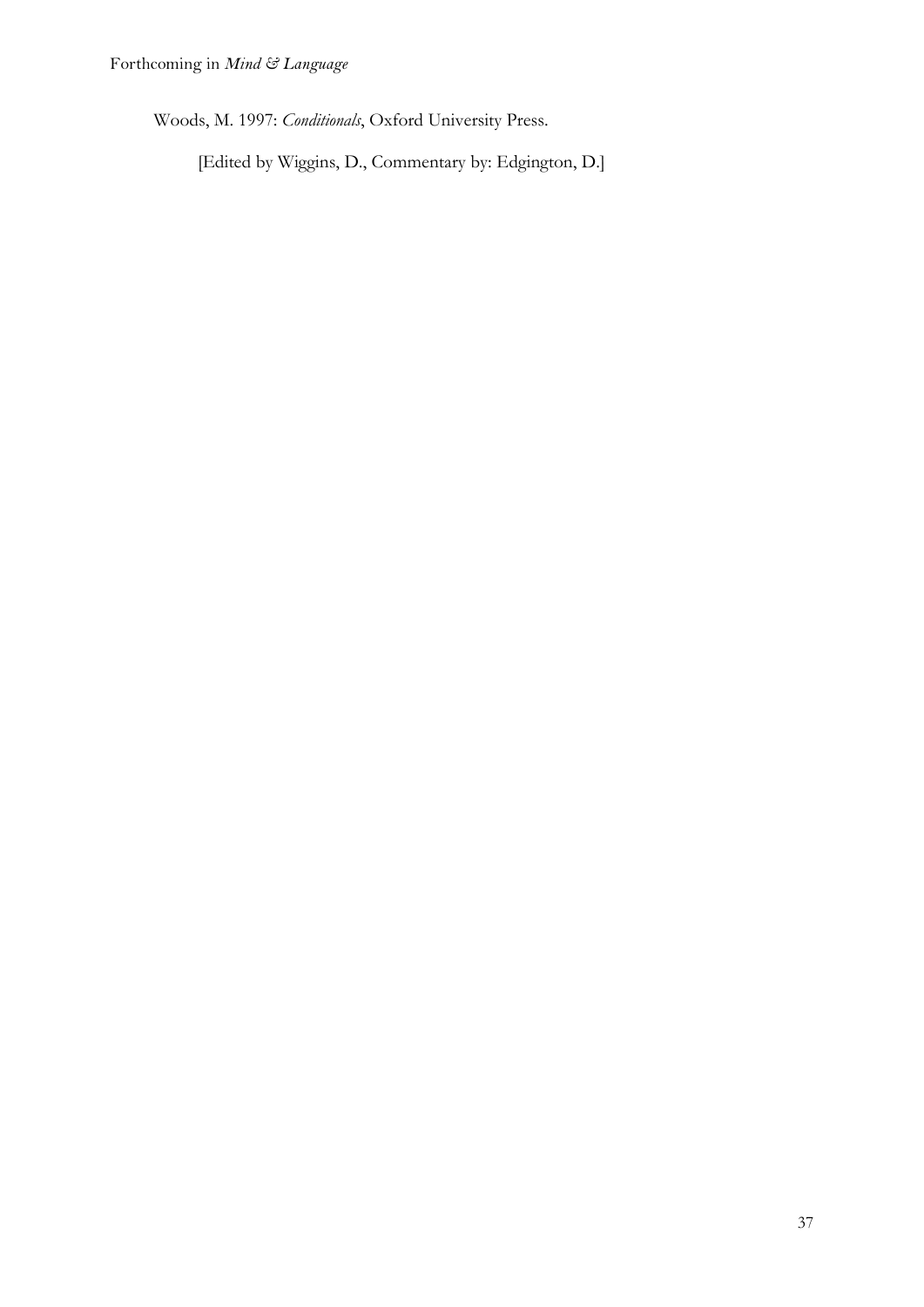Woods, M. 1997: *Conditionals*, Oxford University Press.

[Edited by Wiggins, D., Commentary by: Edgington, D.]